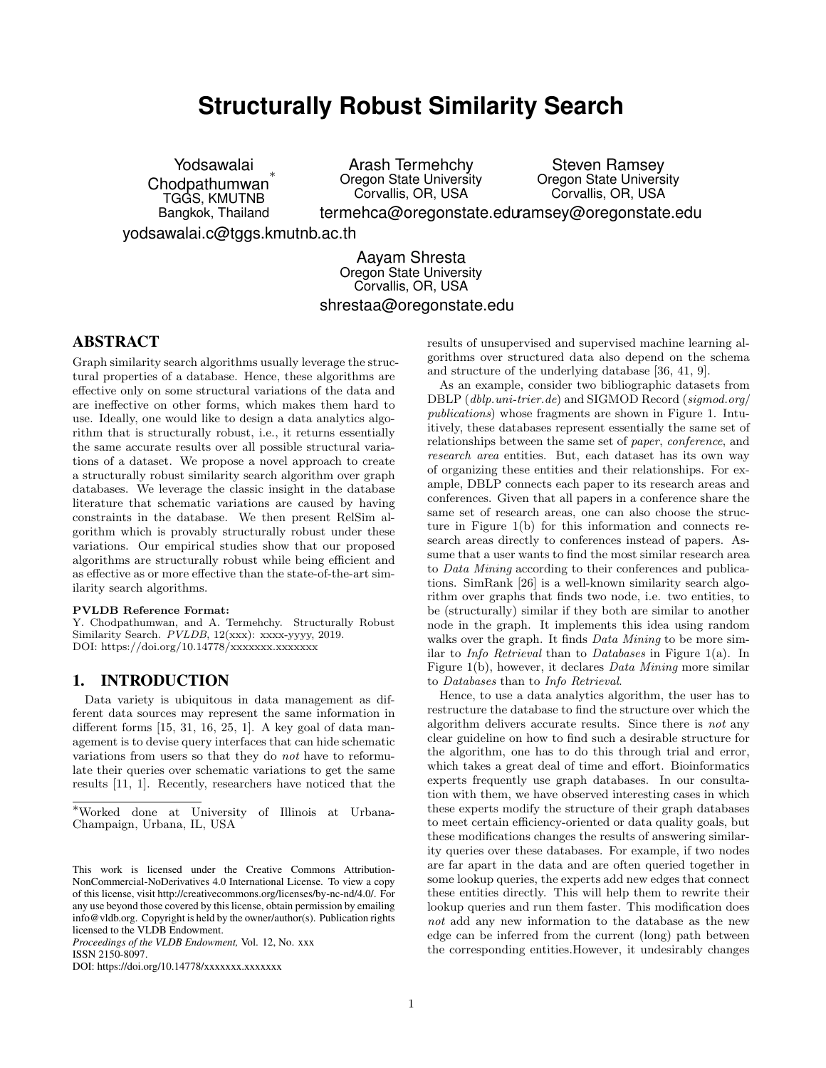# Structurally Robust Similarity Search

Yodsawalai Chodpathumwan[*]
TGGS, KMUTNB
Bangkok, Thailand
yodsawalai.c@tggs.kmutnb.ac.th

Arash Termehchy
Oregon State University
Corvallis, OR, USA
termehca@oregonstate.edu

Steven Ramsey
Oregon State University
Corvallis, OR, USA
ramsey@oregonstate.edu

Aayam Shresta
Oregon State University
Corvallis, OR, USA
shrestaa@oregonstate.edu

## ABSTRACT

Graph similarity search algorithms usually leverage the structural properties of a database. Hence, these algorithms are effective only on some structural variations of the data and are ineffective on other forms, which makes them hard to use. Ideally, one would like to design a data analytics algorithm that is structurally robust, i.e., it returns essentially the same accurate results over all possible structural variations of a dataset. We propose a novel approach to create a structurally robust similarity search algorithm over graph databases. We leverage the classic insight in the database literature that schematic variations are caused by having constraints in the database. We then present RelSim algorithm which is provably structurally robust under these variations. Our empirical studies show that our proposed algorithms are structurally robust while being efficient and as effective as or more effective than the state-of-the-art similarity search algorithms.

**PVLDB Reference Format:**
Y. Chodpathumwan, and A. Termehchy. Structurally Robust Similarity Search. *PVLDB*, 12(xxx): xxxx-yyyy, 2019.
DOI: https://doi.org/10.14778/xxxxxxx.xxxxxxx

## 1. INTRODUCTION

Data variety is ubiquitous in data management as different data sources may represent the same information in different forms [15, 31, 16, 25, 1]. A key goal of data management is to devise query interfaces that can hide schematic variations from users so that they do *not* have to reformulate their queries over schematic variations to get the same results [11, 1]. Recently, researchers have noticed that the results of unsupervised and supervised machine learning algorithms over structured data also depend on the schema and structure of the underlying database [36, 41, 9].

As an example, consider two bibliographic datasets from DBLP (*dblp.uni-trier.de*) and SIGMOD Record (*sigmod.org/publications*) whose fragments are shown in Figure 1. Intuitively, these databases represent essentially the same set of relationships between the same set of *paper*, *conference*, and *research area* entities. But, each dataset has its own way of organizing these entities and their relationships. For example, DBLP connects each paper to its research areas and conferences. Given that all papers in a conference share the same set of research areas, one can also choose the structure in Figure 1(b) for this information and connects research areas directly to conferences instead of papers. Assume that a user wants to find the most similar research area to *Data Mining* according to their conferences and publications. SimRank [26] is a well-known similarity search algorithm over graphs that finds two node, i.e. two entities, to be (structurally) similar if they both are similar to another node in the graph. It implements this idea using random walks over the graph. It finds *Data Mining* to be more similar to *Info Retrieval* than to *Databases* in Figure 1(a). In Figure 1(b), however, it declares *Data Mining* more similar to *Databases* than to *Info Retrieval*.

Hence, to use a data analytics algorithm, the user has to restructure the database to find the structure over which the algorithm delivers accurate results. Since there is *not* any clear guideline on how to find such a desirable structure for the algorithm, one has to do this through trial and error, which takes a great deal of time and effort. Bioinformatics experts frequently use graph databases. In our consultation with them, we have observed interesting cases in which these experts modify the structure of their graph databases to meet certain efficiency-oriented or data quality goals, but these modifications changes the results of answering similarity queries over these databases. For example, if two nodes are far apart in the data and are often queried together in some lookup queries, the experts add new edges that connect these entities directly. This will help them to rewrite their lookup queries and run them faster. This modification does *not* add any new information to the database as the new edge can be inferred from the current (long) path between the corresponding entities.However, it undesirably changes

[*]Worked done at University of Illinois at Urbana-Champaign, Urbana, IL, USA

This work is licensed under the Creative Commons Attribution-NonCommercial-NoDerivatives 4.0 International License. To view a copy of this license, visit http://creativecommons.org/licenses/by-nc-nd/4.0/. For any use beyond those covered by this license, obtain permission by emailing info@vldb.org. Copyright is held by the owner/author(s). Publication rights licensed to the VLDB Endowment.
*Proceedings of the VLDB Endowment,* Vol. 12, No. xxx
ISSN 2150-8097.
DOI: https://doi.org/10.14778/xxxxxxx.xxxxxxx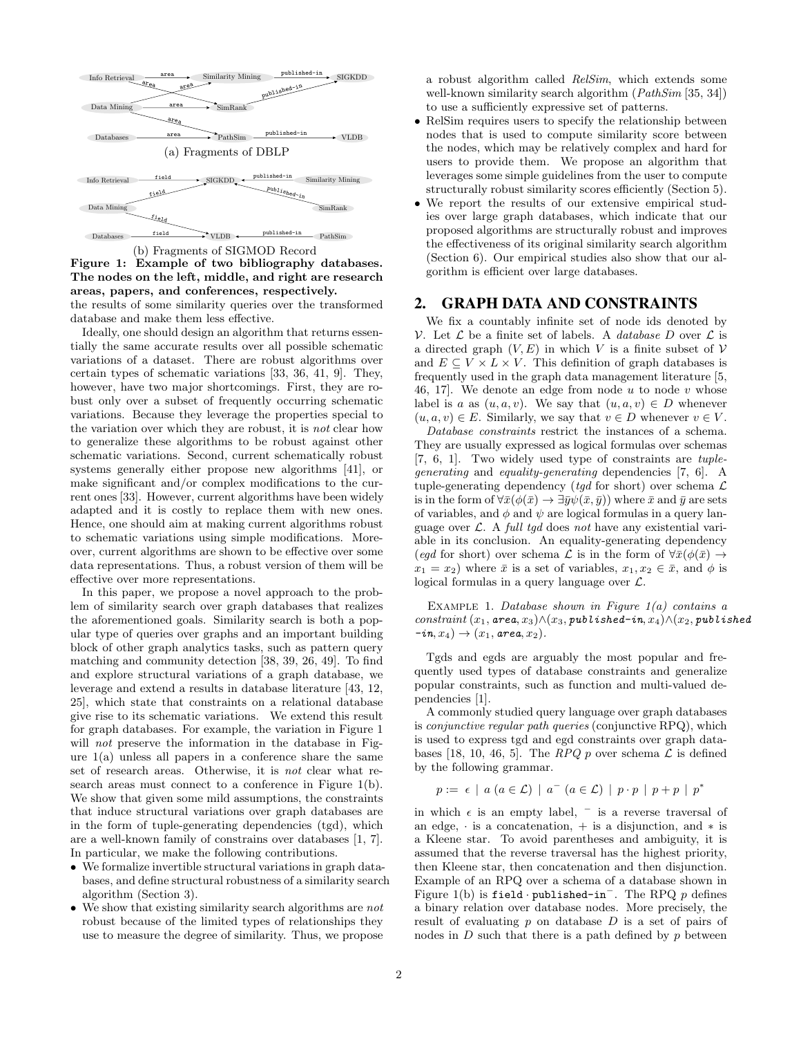(a) Fragments of DBLP

(b) Fragments of SIGMOD Record

**Figure 1: Example of two bibliography databases. The nodes on the left, middle, and right are research areas, papers, and conferences, respectively.**

the results of some similarity queries over the transformed database and make them less effective.

Ideally, one should design an algorithm that returns essentially the same accurate results over all possible schematic variations of a dataset. There are robust algorithms over certain types of schematic variations [33, 36, 41, 9]. They, however, have two major shortcomings. First, they are robust only over a subset of frequently occurring schematic variations. Because they leverage the properties special to the variation over which they are robust, it is *not* clear how to generalize these algorithms to be robust against other schematic variations. Second, current schematically robust systems generally either propose new algorithms [41], or make significant and/or complex modifications to the current ones [33]. However, current algorithms have been widely adapted and it is costly to replace them with new ones. Hence, one should aim at making current algorithms robust to schematic variations using simple modifications. Moreover, current algorithms are shown to be effective over some data representations. Thus, a robust version of them will be effective over more representations.

In this paper, we propose a novel approach to the problem of similarity search over graph databases that realizes the aforementioned goals. Similarity search is both a popular type of queries over graphs and an important building block of other graph analytics tasks, such as pattern query matching and community detection [38, 39, 26, 49]. To find and explore structural variations of a graph database, we leverage and extend a results in database literature [43, 12, 25], which state that constraints on a relational database give rise to its schematic variations. We extend this result for graph databases. For example, the variation in Figure 1 will *not* preserve the information in the database in Figure 1(a) unless all papers in a conference share the same set of research areas. Otherwise, it is *not* clear what research areas must connect to a conference in Figure 1(b). We show that given some mild assumptions, the constraints that induce structural variations over graph databases are in the form of tuple-generating dependencies (tgd), which are a well-known family of constrains over databases [1, 7]. In particular, we make the following contributions.

- We formalize invertible structural variations in graph databases, and define structural robustness of a similarity search algorithm (Section 3).
- We show that existing similarity search algorithms are *not* robust because of the limited types of relationships they use to measure the degree of similarity. Thus, we propose a robust algorithm called *RelSim*, which extends some well-known similarity search algorithm (*PathSim* [35, 34]) to use a sufficiently expressive set of patterns.
- RelSim requires users to specify the relationship between nodes that is used to compute similarity score between the nodes, which may be relatively complex and hard for users to provide them. We propose an algorithm that leverages some simple guidelines from the user to compute structurally robust similarity scores efficiently (Section 5).
- We report the results of our extensive empirical studies over large graph databases, which indicate that our proposed algorithms are structurally robust and improves the effectiveness of its original similarity search algorithm (Section 6). Our empirical studies also show that our algorithm is efficient over large databases.

## 2. GRAPH DATA AND CONSTRAINTS

We fix a countably infinite set of node ids denoted by $\mathcal{V}$. Let $\mathcal{L}$ be a finite set of labels. A *database* $D$ over $\mathcal{L}$ is a directed graph $(V, E)$ in which $V$ is a finite subset of $\mathcal{V}$ and $E \subseteq V \times L \times V$. This definition of graph databases is frequently used in the graph data management literature [5, 46, 17]. We denote an edge from node $u$ to node $v$ whose label is $a$ as $(u, a, v)$. We say that $(u, a, v) \in D$ whenever $(u, a, v) \in E$. Similarly, we say that $v \in D$ whenever $v \in V$.

*Database constraints* restrict the instances of a schema. They are usually expressed as logical formulas over schemas [7, 6, 1]. Two widely used type of constraints are *tuple-generating* and *equality-generating* dependencies [7, 6]. A tuple-generating dependency (*tgd* for short) over schema $\mathcal{L}$ is in the form of $\forall \bar{x}(\phi(\bar{x}) \rightarrow \exists \bar{y}\psi(\bar{x}, \bar{y}))$ where $\bar{x}$ and $\bar{y}$ are sets of variables, and $\phi$ and $\psi$ are logical formulas in a query language over $\mathcal{L}$. A *full tgd* does *not* have any existential variable in its conclusion. An equality-generating dependency (*egd* for short) over schema $\mathcal{L}$ is in the form of $\forall \bar{x}(\phi(\bar{x}) \rightarrow x_1 = x_2)$ where $\bar{x}$ is a set of variables, $x_1, x_2 \in \bar{x}$, and $\phi$ is logical formulas in a query language over $\mathcal{L}$.

Example 1. *Database shown in Figure 1(a) contains a constraint $(x_1, \textit{area}, x_3) \wedge (x_3, \textit{published-in}, x_4) \wedge (x_2, \textit{published-in}, x_4) \rightarrow (x_1, \textit{area}, x_2)$.*

Tgds and egds are arguably the most popular and frequently used types of database constraints and generalize popular constraints, such as function and multi-valued dependencies [1].

A commonly studied query language over graph databases is *conjunctive regular path queries* (conjunctive RPQ), which is used to express tgd and egd constraints over graph databases [18, 10, 46, 5]. The *RPQ* $p$ over schema $\mathcal{L}$ is defined by the following grammar.

$$p := \epsilon \mid a \; (a \in \mathcal{L}) \mid a^- \; (a \in \mathcal{L}) \mid p \cdot p \mid p + p \mid p^*$$

in which $\epsilon$ is an empty label, $^-$ is a reverse traversal of an edge, $\cdot$ is a concatenation, $+$ is a disjunction, and $*$ is a Kleene star. To avoid parentheses and ambiguity, it is assumed that the reverse traversal has the highest priority, then Kleene star, then concatenation and then disjunction. Example of an RPQ over a schema of a database shown in Figure 1(b) is $\texttt{field} \cdot \texttt{published-in}^-$. The RPQ $p$ defines a binary relation over database nodes. More precisely, the result of evaluating $p$ on database $D$ is a set of pairs of nodes in $D$ such that there is a path defined by $p$ between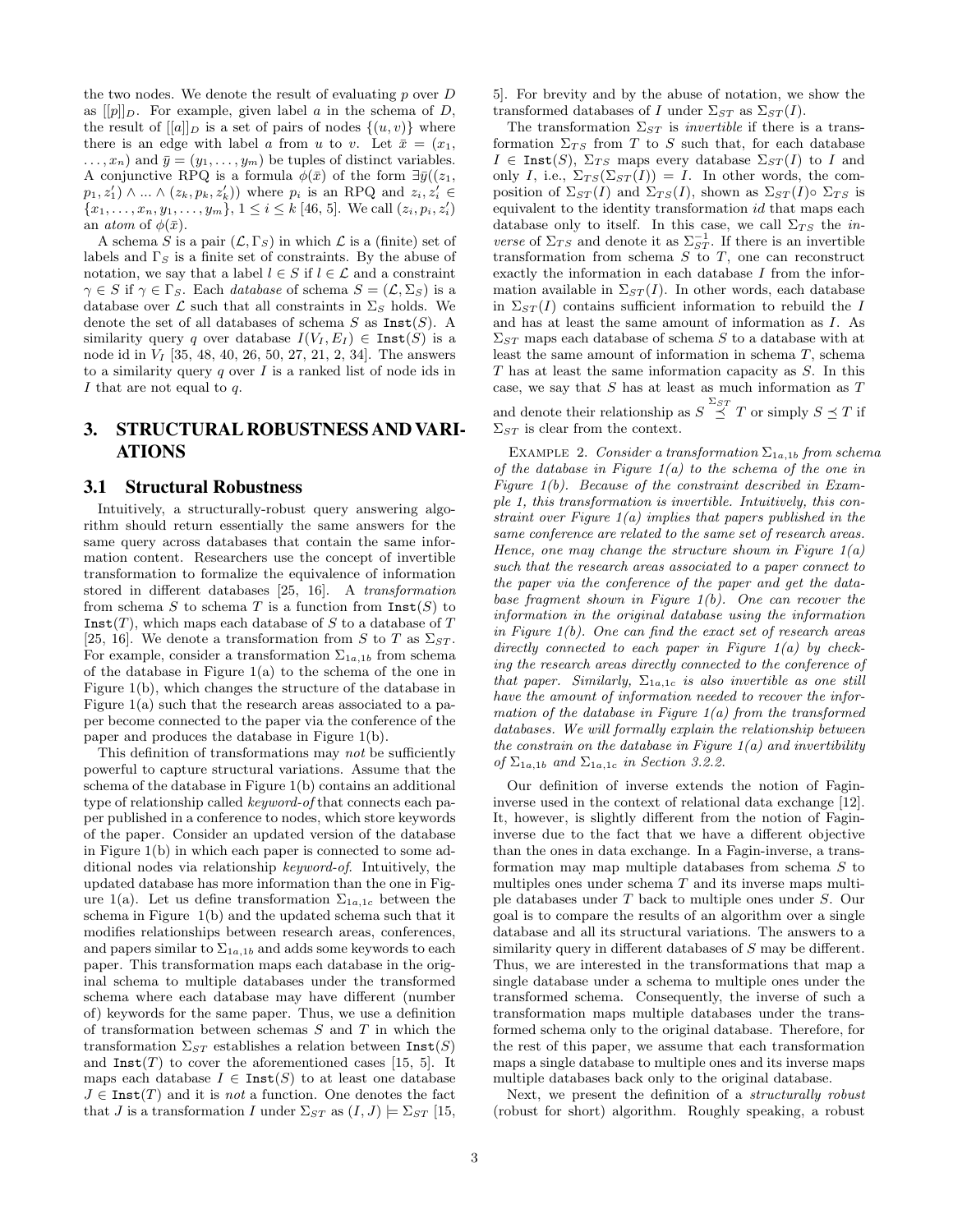the two nodes. We denote the result of evaluating $p$ over $D$ as $[[p]]_D$. For example, given label $a$ in the schema of $D$, the result of $[[a]]_D$ is a set of pairs of nodes $\{(u,v)\}$ where there is an edge with label $a$ from $u$ to $v$. Let $\bar{x} = (x_1, \ldots, x_n)$ and $\bar{y} = (y_1, \ldots, y_m)$ be tuples of distinct variables. A conjunctive RPQ is a formula $\phi(\bar{x})$ of the form $\exists\bar{y}((z_1, p_1, z'_1) \wedge \ldots \wedge (z_k, p_k, z'_k))$ where $p_i$ is an RPQ and $z_i, z'_i \in \{x_1, \ldots, x_n, y_1, \ldots, y_m\}$, $1 \leq i \leq k$ [46, 5]. We call $(z_i, p_i, z'_i)$ an *atom* of $\phi(\bar{x})$.

A schema $S$ is a pair $(\mathcal{L}, \Gamma_S)$ in which $\mathcal{L}$ is a (finite) set of labels and $\Gamma_S$ is a finite set of constraints. By the abuse of notation, we say that a label $l \in S$ if $l \in \mathcal{L}$ and a constraint $\gamma \in S$ if $\gamma \in \Gamma_S$. Each *database* of schema $S = (\mathcal{L}, \Sigma_S)$ is a database over $\mathcal{L}$ such that all constraints in $\Sigma_S$ holds. We denote the set of all databases of schema $S$ as $\texttt{Inst}(S)$. A similarity query $q$ over database $I(V_I, E_I) \in \texttt{Inst}(S)$ is a node id in $V_I$ [35, 48, 40, 26, 50, 27, 21, 2, 34]. The answers to a similarity query $q$ over $I$ is a ranked list of node ids in $I$ that are not equal to $q$.

## 3. STRUCTURAL ROBUSTNESS AND VARIATIONS

### 3.1 Structural Robustness

Intuitively, a structurally-robust query answering algorithm should return essentially the same answers for the same query across databases that contain the same information content. Researchers use the concept of invertible transformation to formalize the equivalence of information stored in different databases [25, 16]. A *transformation* from schema $S$ to schema $T$ is a function from $\texttt{Inst}(S)$ to $\texttt{Inst}(T)$, which maps each database of $S$ to a database of $T$ [25, 16]. We denote a transformation from $S$ to $T$ as $\Sigma_{ST}$. For example, consider a transformation $\Sigma_{1a,1b}$ from schema of the database in Figure 1(a) to the schema of the one in Figure 1(b), which changes the structure of the database in Figure 1(a) such that the research areas associated to a paper become connected to the paper via the conference of the paper and produces the database in Figure 1(b).

This definition of transformations may *not* be sufficiently powerful to capture structural variations. Assume that the schema of the database in Figure 1(b) contains an additional type of relationship called *keyword-of* that connects each paper published in a conference to nodes, which store keywords of the paper. Consider an updated version of the database in Figure 1(b) in which each paper is connected to some additional nodes via relationship *keyword-of*. Intuitively, the updated database has more information than the one in Figure 1(a). Let us define transformation $\Sigma_{1a,1c}$ between the schema in Figure 1(b) and the updated schema such that it modifies relationships between research areas, conferences, and papers similar to $\Sigma_{1a,1b}$ and adds some keywords to each paper. This transformation maps each database in the original schema to multiple databases under the transformed schema where each database may have different (number of) keywords for the same paper. Thus, we use a definition of transformation between schemas $S$ and $T$ in which the transformation $\Sigma_{ST}$ establishes a relation between $\texttt{Inst}(S)$ and $\texttt{Inst}(T)$ to cover the aforementioned cases [15, 5]. It maps each database $I \in \texttt{Inst}(S)$ to at least one database $J \in \texttt{Inst}(T)$ and it is *not* a function. One denotes the fact that $J$ is a transformation $I$ under $\Sigma_{ST}$ as $(I, J) \models \Sigma_{ST}$ [15, 5]. For brevity and by the abuse of notation, we show the transformed databases of $I$ under $\Sigma_{ST}$ as $\Sigma_{ST}(I)$.

The transformation $\Sigma_{ST}$ is *invertible* if there is a transformation $\Sigma_{TS}$ from $T$ to $S$ such that, for each database $I \in \texttt{Inst}(S)$, $\Sigma_{TS}$ maps every database $\Sigma_{ST}(I)$ to $I$ and only $I$, i.e., $\Sigma_{TS}(\Sigma_{ST}(I)) = I$. In other words, the composition of $\Sigma_{ST}(I)$ and $\Sigma_{TS}(I)$, shown as $\Sigma_{ST}(I) \circ \Sigma_{TS}$ is equivalent to the identity transformation *id* that maps each database only to itself. In this case, we call $\Sigma_{TS}$ the *inverse* of $\Sigma_{TS}$ and denote it as $\Sigma_{ST}^{-1}$. If there is an invertible transformation from schema $S$ to $T$, one can reconstruct exactly the information in each database $I$ from the information available in $\Sigma_{ST}(I)$. In other words, each database in $\Sigma_{ST}(I)$ contains sufficient information to rebuild the $I$ and has at least the same amount of information as $I$. As $\Sigma_{ST}$ maps each database of schema $S$ to a database with at least the same amount of information in schema $T$, schema $T$ has at least the same information capacity as $S$. In this case, we say that $S$ has at least as much information as $T$ and denote their relationship as $S \overset{\Sigma_{ST}}{\preceq} T$ or simply $S \preceq T$ if $\Sigma_{ST}$ is clear from the context.

Example 2. *Consider a transformation $\Sigma_{1a,1b}$ from schema of the database in Figure 1(a) to the schema of the one in Figure 1(b). Because of the constraint described in Example 1, this transformation is invertible. Intuitively, this constraint over Figure 1(a) implies that papers published in the same conference are related to the same set of research areas. Hence, one may change the structure shown in Figure 1(a) such that the research areas associated to a paper connect to the paper via the conference of the paper and get the database fragment shown in Figure 1(b). One can recover the information in the original database using the information in Figure 1(b). One can find the exact set of research areas directly connected to each paper in Figure 1(a) by checking the research areas directly connected to the conference of that paper. Similarly, $\Sigma_{1a,1c}$ is also invertible as one still have the amount of information needed to recover the information of the database in Figure 1(a) from the transformed databases. We will formally explain the relationship between the constrain on the database in Figure 1(a) and invertibility of $\Sigma_{1a,1b}$ and $\Sigma_{1a,1c}$ in Section 3.2.2.*

Our definition of inverse extends the notion of Fagin-inverse used in the context of relational data exchange [12]. It, however, is slightly different from the notion of Fagin-inverse due to the fact that we have a different objective than the ones in data exchange. In a Fagin-inverse, a transformation may map multiple databases from schema $S$ to multiples ones under schema $T$ and its inverse maps multiple databases under $T$ back to multiple ones under $S$. Our goal is to compare the results of an algorithm over a single database and all its structural variations. The answers to a similarity query in different databases of $S$ may be different. Thus, we are interested in the transformations that map a single database under a schema to multiple ones under the transformed schema. Consequently, the inverse of such a transformation maps multiple databases under the transformed schema only to the original database. Therefore, for the rest of this paper, we assume that each transformation maps a single database to multiple ones and its inverse maps multiple databases back only to the original database.

Next, we present the definition of a *structurally robust* (robust for short) algorithm. Roughly speaking, a robust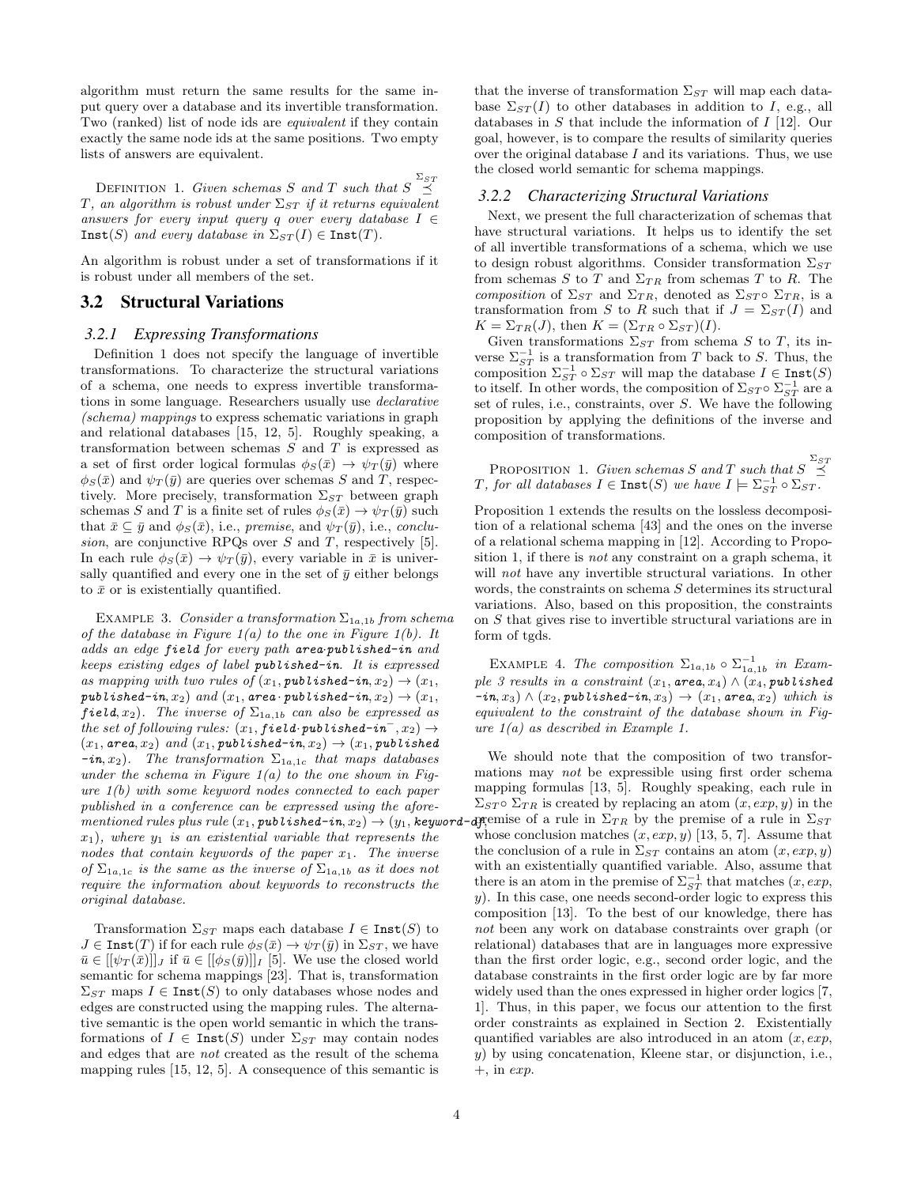algorithm must return the same results for the same input query over a database and its invertible transformation. Two (ranked) list of node ids are *equivalent* if they contain exactly the same node ids at the same positions. Two empty lists of answers are equivalent.

Definition 1. *Given schemas $S$ and $T$ such that $S \overset{\Sigma_{ST}}{\preceq} T$, an algorithm is robust under $\Sigma_{ST}$ if it returns equivalent answers for every input query $q$ over every database $I \in \texttt{Inst}(S)$ and every database in $\Sigma_{ST}(I) \in \texttt{Inst}(T)$.*

An algorithm is robust under a set of transformations if it is robust under all members of the set.

## 3.2 Structural Variations

### 3.2.1 Expressing Transformations

Definition 1 does not specify the language of invertible transformations. To characterize the structural variations of a schema, one needs to express invertible transformations in some language. Researchers usually use *declarative (schema) mappings* to express schematic variations in graph and relational databases [15, 12, 5]. Roughly speaking, a transformation between schemas $S$ and $T$ is expressed as a set of first order logical formulas $\phi_S(\bar{x}) \rightarrow \psi_T(\bar{y})$ where $\phi_S(\bar{x})$ and $\psi_T(\bar{y})$ are queries over schemas $S$ and $T$, respectively. More precisely, transformation $\Sigma_{ST}$ between graph schemas $S$ and $T$ is a finite set of rules $\phi_S(\bar{x}) \rightarrow \psi_T(\bar{y})$ such that $\bar{x} \subseteq \bar{y}$ and $\phi_S(\bar{x})$, i.e., *premise*, and $\psi_T(\bar{y})$, i.e., *conclusion*, are conjunctive RPQs over $S$ and $T$, respectively [5]. In each rule $\phi_S(\bar{x}) \rightarrow \psi_T(\bar{y})$, every variable in $\bar{x}$ is universally quantified and every one in the set of $\bar{y}$ either belongs to $\bar{x}$ or is existentially quantified.

Example 3. *Consider a transformation $\Sigma_{1a,1b}$ from schema of the database in Figure 1(a) to the one in Figure 1(b). It adds an edge* **field** *for every path* **area·published-in** *and keeps existing edges of label* **published-in**. *It is expressed as mapping with two rules of* $(x_1, \textbf{published-in}, x_2) \rightarrow (x_1, \textbf{published-in}, x_2)$ *and* $(x_1, \textbf{area} \cdot \textbf{published-in}, x_2) \rightarrow (x_1, \textbf{field}, x_2)$. *The inverse of $\Sigma_{1a,1b}$ can also be expressed as the set of following rules:* $(x_1, \textbf{field}\cdot\textbf{published-in}^{-}, x_2) \rightarrow (x_1, \textbf{area}, x_2)$ *and* $(x_1, \textbf{published-in}, x_2) \rightarrow (x_1, \textbf{published-in}, x_2)$. *The transformation $\Sigma_{1a,1c}$ that maps databases under the schema in Figure 1(a) to the one shown in Figure 1(b) with some keyword nodes connected to each paper published in a conference can be expressed using the aforementioned rules plus rule* $(x_1, \textbf{published-in}, x_2) \rightarrow (y_1, \textbf{keyword-of}, x_1)$, *where $y_1$ is an existential variable that represents the nodes that contain keywords of the paper $x_1$. The inverse of $\Sigma_{1a,1c}$ is the same as the inverse of $\Sigma_{1a,1b}$ as it does not require the information about keywords to reconstructs the original database.*

Transformation $\Sigma_{ST}$ maps each database $I \in \texttt{Inst}(S)$ to $J \in \texttt{Inst}(T)$ if for each rule $\phi_S(\bar{x}) \rightarrow \psi_T(\bar{y})$ in $\Sigma_{ST}$, we have $\bar{u} \in [[\psi_T(\bar{x})]]_J$ if $\bar{u} \in [[\phi_S(\bar{y})]]_I$ [5]. We use the closed world semantic for schema mappings [23]. That is, transformation $\Sigma_{ST}$ maps $I \in \texttt{Inst}(S)$ to only databases whose nodes and edges are constructed using the mapping rules. The alternative semantic is the open world semantic in which the transformations of $I \in \texttt{Inst}(S)$ under $\Sigma_{ST}$ may contain nodes and edges that are *not* created as the result of the schema mapping rules [15, 12, 5]. A consequence of this semantic is that the inverse of transformation $\Sigma_{ST}$ will map each database $\Sigma_{ST}(I)$ to other databases in addition to $I$, e.g., all databases in $S$ that include the information of $I$ [12]. Our goal, however, is to compare the results of similarity queries over the original database $I$ and its variations. Thus, we use the closed world semantic for schema mappings.

### 3.2.2 Characterizing Structural Variations

Next, we present the full characterization of schemas that have structural variations. It helps us to identify the set of all invertible transformations of a schema, which we use to design robust algorithms. Consider transformation $\Sigma_{ST}$ from schemas $S$ to $T$ and $\Sigma_{TR}$ from schemas $T$ to $R$. The *composition* of $\Sigma_{ST}$ and $\Sigma_{TR}$, denoted as $\Sigma_{ST} \circ \Sigma_{TR}$, is a transformation from $S$ to $R$ such that if $J = \Sigma_{ST}(I)$ and $K = \Sigma_{TR}(J)$, then $K = (\Sigma_{TR} \circ \Sigma_{ST})(I)$.

Given transformations $\Sigma_{ST}$ from schema $S$ to $T$, its inverse $\Sigma_{ST}^{-1}$ is a transformation from $T$ back to $S$. Thus, the composition $\Sigma_{ST}^{-1} \circ \Sigma_{ST}$ will map the database $I \in \texttt{Inst}(S)$ to itself. In other words, the composition of $\Sigma_{ST} \circ \Sigma_{ST}^{-1}$ are a set of rules, i.e., constraints, over $S$. We have the following proposition by applying the definitions of the inverse and composition of transformations.

Proposition 1. *Given schemas $S$ and $T$ such that $S \overset{\Sigma_{ST}}{\preceq} T$, for all databases $I \in \texttt{Inst}(S)$ we have $I \models \Sigma_{ST}^{-1} \circ \Sigma_{ST}$.*

Proposition 1 extends the results on the lossless decomposition of a relational schema [43] and the ones on the inverse of a relational schema mapping in [12]. According to Proposition 1, if there is *not* any constraint on a graph schema, it will *not* have any invertible structural variations. In other words, the constraints on schema $S$ determines its structural variations. Also, based on this proposition, the constraints on $S$ that gives rise to invertible structural variations are in form of tgds.

Example 4. *The composition $\Sigma_{1a,1b} \circ \Sigma_{1a,1b}^{-1}$ in Example 3 results in a constraint* $(x_1, \textbf{area}, x_4) \wedge (x_4, \textbf{published-in}, x_3) \wedge (x_2, \textbf{published-in}, x_3) \rightarrow (x_1, \textbf{area}, x_2)$ *which is equivalent to the constraint of the database shown in Figure 1(a) as described in Example 1.*

We should note that the composition of two transformations may *not* be expressible using first order schema mapping formulas [13, 5]. Roughly speaking, each rule in $\Sigma_{ST} \circ \Sigma_{TR}$ is created by replacing an atom $(x, exp, y)$ in the premise of a rule in $\Sigma_{TR}$ by the premise of a rule in $\Sigma_{ST}$ whose conclusion matches $(x, exp, y)$ [13, 5, 7]. Assume that the conclusion of a rule in $\Sigma_{ST}$ contains an atom $(x, exp, y)$ with an existentially quantified variable. Also, assume that there is an atom in the premise of $\Sigma_{ST}^{-1}$ that matches $(x, exp, y)$. In this case, one needs second-order logic to express this composition [13]. To the best of our knowledge, there has *not* been any work on database constraints over graph (or relational) databases that are in languages more expressive than the first order logic, e.g., second order logic, and the database constraints in the first order logic are by far more widely used than the ones expressed in higher order logics [7, 1]. Thus, in this paper, we focus our attention to the first order constraints as explained in Section 2. Existentially quantified variables are also introduced in an atom $(x, exp, y)$ by using concatenation, Kleene star, or disjunction, i.e., $+$, in $exp$.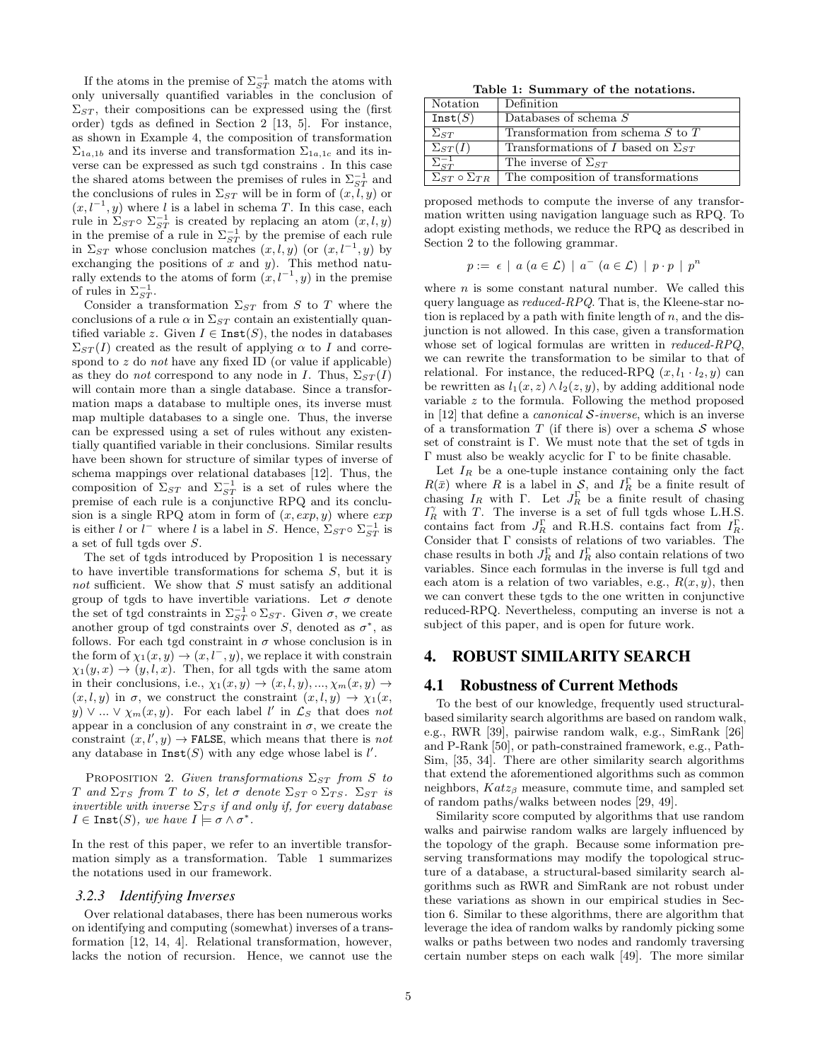If the atoms in the premise of $\Sigma_{ST}^{-1}$ match the atoms with only universally quantified variables in the conclusion of $\Sigma_{ST}$, their compositions can be expressed using the (first order) tgds as defined in Section 2 [13, 5]. For instance, as shown in Example 4, the composition of transformation $\Sigma_{1a,1b}$ and its inverse and transformation $\Sigma_{1a,1c}$ and its inverse can be expressed as such tgd constrains . In this case the shared atoms between the premises of rules in $\Sigma_{ST}^{-1}$ and the conclusions of rules in $\Sigma_{ST}$ will be in form of $(x, l, y)$ or $(x, l^{-1}, y)$ where $l$ is a label in schema $T$. In this case, each rule in $\Sigma_{ST} \circ \Sigma_{ST}^{-1}$ is created by replacing an atom $(x, l, y)$ in the premise of a rule in $\Sigma_{ST}^{-1}$ by the premise of each rule in $\Sigma_{ST}$ whose conclusion matches $(x, l, y)$ (or $(x, l^{-1}, y)$ by exchanging the positions of $x$ and $y$). This method naturally extends to the atoms of form $(x, l^{-1}, y)$ in the premise of rules in $\Sigma_{ST}^{-1}$.

Consider a transformation $\Sigma_{ST}$ from $S$ to $T$ where the conclusions of a rule $\alpha$ in $\Sigma_{ST}$ contain an existentially quantified variable $z$. Given $I \in \texttt{Inst}(S)$, the nodes in databases $\Sigma_{ST}(I)$ created as the result of applying $\alpha$ to $I$ and correspond to $z$ do *not* have any fixed ID (or value if applicable) as they do *not* correspond to any node in $I$. Thus, $\Sigma_{ST}(I)$ will contain more than a single database. Since a transformation maps a database to multiple ones, its inverse must map multiple databases to a single one. Thus, the inverse can be expressed using a set of rules without any existentially quantified variable in their conclusions. Similar results have been shown for structure of similar types of inverse of schema mappings over relational databases [12]. Thus, the composition of $\Sigma_{ST}$ and $\Sigma_{ST}^{-1}$ is a set of rules where the premise of each rule is a conjunctive RPQ and its conclusion is a single RPQ atom in form of $(x, exp, y)$ where $exp$ is either $l$ or $l^{-}$ where $l$ is a label in $S$. Hence, $\Sigma_{ST} \circ \Sigma_{ST}^{-1}$ is a set of full tgds over $S$.

The set of tgds introduced by Proposition 1 is necessary to have invertible transformations for schema $S$, but it is *not* sufficient. We show that $S$ must satisfy an additional group of tgds to have invertible variations. Let $\sigma$ denote the set of tgd constraints in $\Sigma_{ST}^{-1} \circ \Sigma_{ST}$. Given $\sigma$, we create another group of tgd constraints over $S$, denoted as $\sigma^*$, as follows. For each tgd constraint in $\sigma$ whose conclusion is in the form of $\chi_1(x, y) \rightarrow (x, l^{-}, y)$, we replace it with constrain $\chi_1(y, x) \rightarrow (y, l, x)$. Then, for all tgds with the same atom in their conclusions, i.e., $\chi_1(x, y) \rightarrow (x, l, y), ..., \chi_m(x, y) \rightarrow (x, l, y)$ in $\sigma$, we construct the constraint $(x, l, y) \rightarrow \chi_1(x, y) \vee ... \vee \chi_m(x, y)$. For each label $l'$ in $\mathcal{L}_S$ that does *not* appear in a conclusion of any constraint in $\sigma$, we create the constraint $(x, l', y) \rightarrow \texttt{FALSE}$, which means that there is *not* any database in $\texttt{Inst}(S)$ with any edge whose label is $l'$.

PROPOSITION 2. *Given transformations $\Sigma_{ST}$ from $S$ to $T$ and $\Sigma_{TS}$ from $T$ to $S$, let $\sigma$ denote $\Sigma_{ST} \circ \Sigma_{TS}$. $\Sigma_{ST}$ is invertible with inverse $\Sigma_{TS}$ if and only if, for every database $I \in \texttt{Inst}(S)$, we have $I \models \sigma \wedge \sigma^*$.*

In the rest of this paper, we refer to an invertible transformation simply as a transformation. Table 1 summarizes the notations used in our framework.

**Table 1: Summary of the notations.**

| Notation | Definition |
|---|---|
| $\texttt{Inst}(S)$ | Databases of schema $S$ |
| $\Sigma_{ST}$ | Transformation from schema $S$ to $T$ |
| $\Sigma_{ST}(I)$ | Transformations of $I$ based on $\Sigma_{ST}$ |
| $\Sigma_{ST}^{-1}$ | The inverse of $\Sigma_{ST}$ |
| $\Sigma_{ST} \circ \Sigma_{TR}$ | The composition of transformations |

#### 3.2.3 Identifying Inverses

Over relational databases, there has been numerous works on identifying and computing (somewhat) inverses of a transformation [12, 14, 4]. Relational transformation, however, lacks the notion of recursion. Hence, we cannot use the proposed methods to compute the inverse of any transformation written using navigation language such as RPQ. To adopt existing methods, we reduce the RPQ as described in Section 2 to the following grammar.

$$p := \epsilon \mid a \ (a \in \mathcal{L}) \mid a^{-} \ (a \in \mathcal{L}) \mid p \cdot p \mid p^{n}$$

where $n$ is some constant natural number. We called this query language as *reduced-RPQ*. That is, the Kleene-star notion is replaced by a path with finite length of $n$, and the disjunction is not allowed. In this case, given a transformation whose set of logical formulas are written in *reduced-RPQ*, we can rewrite the transformation to be similar to that of relational. For instance, the reduced-RPQ $(x, l_1 \cdot l_2, y)$ can be rewritten as $l_1(x, z) \wedge l_2(z, y)$, by adding additional node variable $z$ to the formula. Following the method proposed in [12] that define a *canonical $\mathcal{S}$-inverse*, which is an inverse of a transformation $T$ (if there is) over a schema $\mathcal{S}$ whose set of constraint in $\Gamma$. We must note that the set of tgds in $\Gamma$ must also be weakly acyclic for $\Gamma$ to be finite chasable.

Let $I_R$ be a one-tuple instance containing only the fact $R(\bar{x})$ where $R$ is a label in $\mathcal{S}$, and $I_R^{\Gamma}$ be a finite result of chasing $I_R$ with $\Gamma$. Let $J_R^{\Gamma}$ be a finite result of chasing $I_R^{\gamma}$ with $T$. The inverse is a set of full tgds whose L.H.S. contains fact from $J_R^{\Gamma}$ and R.H.S. contains fact from $I_R^{\Gamma}$. Consider that $\Gamma$ consists of relations of two variables. The chase results in both $J_R^{\Gamma}$ and $I_R^{\Gamma}$ also contain relations of two variables. Since each formulas in the inverse is full tgd and each atom is a relation of two variables, e.g., $R(x, y)$, then we can convert these tgds to the one written in conjunctive reduced-RPQ. Nevertheless, computing an inverse is not a subject of this paper, and is open for future work.

## 4. ROBUST SIMILARITY SEARCH

### 4.1 Robustness of Current Methods

To the best of our knowledge, frequently used structural-based similarity search algorithms are based on random walk, e.g., RWR [39], pairwise random walk, e.g., SimRank [26] and P-Rank [50], or path-constrained framework, e.g., PathSim, [35, 34]. There are other similarity search algorithms that extend the aforementioned algorithms such as common neighbors, $Katz_{\beta}$ measure, commute time, and sampled set of random paths/walks between nodes [29, 49].

Similarity score computed by algorithms that use random walks and pairwise random walks are largely influenced by the topology of the graph. Because some information preserving transformations may modify the topological structure of a database, a structural-based similarity search algorithms such as RWR and SimRank are not robust under these variations as shown in our empirical studies in Section 6. Similar to these algorithms, there are algorithm that leverage the idea of random walks by randomly picking some walks or paths between two nodes and randomly traversing certain number steps on each walk [49]. The more similar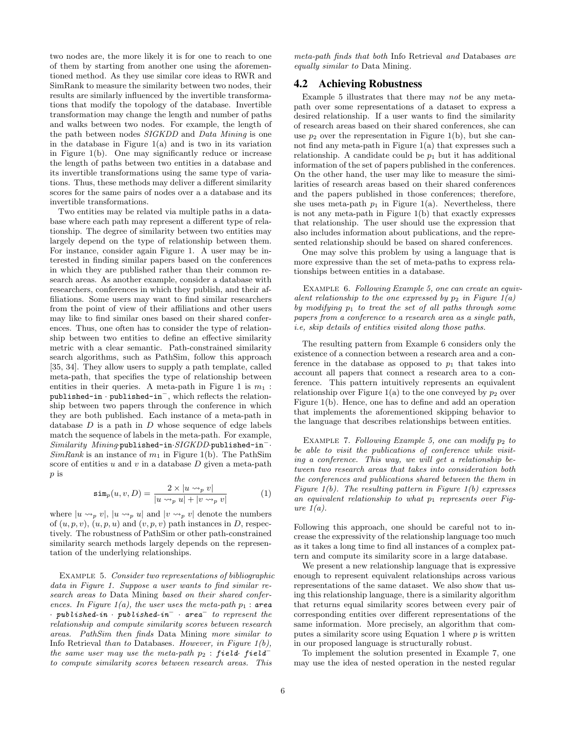two nodes are, the more likely it is for one to reach to one of them by starting from another one using the aforementioned method. As they use similar core ideas to RWR and SimRank to measure the similarity between two nodes, their results are similarly influenced by the invertible transformations that modify the topology of the database. Invertible transformation may change the length and number of paths and walks between two nodes. For example, the length of the path between nodes *SIGKDD* and *Data Mining* is one in the database in Figure 1(a) and is two in its variation in Figure 1(b). One may significantly reduce or increase the length of paths between two entities in a database and its invertible transformations using the same type of variations. Thus, these methods may deliver a different similarity scores for the same pairs of nodes over a a database and its invertible transformations.

Two entities may be related via multiple paths in a database where each path may represent a different type of relationship. The degree of similarity between two entities may largely depend on the type of relationship between them. For instance, consider again Figure 1. A user may be interested in finding similar papers based on the conferences in which they are published rather than their common research areas. As another example, consider a database with researchers, conferences in which they publish, and their affiliations. Some users may want to find similar researchers from the point of view of their affiliations and other users may like to find similar ones based on their shared conferences. Thus, one often has to consider the type of relationship between two entities to define an effective similarity metric with a clear semantic. Path-constrained similarity search algorithms, such as PathSim, follow this approach [35, 34]. They allow users to supply a path template, called meta-path, that specifies the type of relationship between entities in their queries. A meta-path in Figure 1 is $m_1$ : `published-in` $\cdot$ `published-in`$^-$, which reflects the relationship between two papers through the conference in which they are both published. Each instance of a meta-path in database $D$ is a path in $D$ whose sequence of edge labels match the sequence of labels in the meta-path. For example, *Similarity Mining*$\cdot$`published-in`$\cdot$*SIGKDD*$\cdot$`published-in`$^-\cdot$ *SimRank* is an instance of $m_1$ in Figure 1(b). The PathSim score of entities $u$ and $v$ in a database $D$ given a meta-path $p$ is

$$\mathtt{sim}_p(u, v, D) = \frac{2 \times |u \rightsquigarrow_p v|}{|u \rightsquigarrow_p u| + |v \rightsquigarrow_p v|} \tag{1}$$

where $|u \rightsquigarrow_p v|$, $|u \rightsquigarrow_p u|$ and $|v \rightsquigarrow_p v|$ denote the numbers of $(u, p, v)$, $(u, p, u)$ and $(v, p, v)$ path instances in $D$, respectively. The robustness of PathSim or other path-constrained similarity search methods largely depends on the representation of the underlying relationships.

Example 5. *Consider two representations of bibliographic data in Figure 1. Suppose a user wants to find similar research areas to* Data Mining *based on their shared conferences. In Figure 1(a), the user uses the meta-path $p_1$ : **area** $\cdot$ **published-in** $\cdot$ **published-in**$^-$ $\cdot$ **area**$^-$ to represent the relationship and compute similarity scores between research areas. PathSim then finds* Data Mining *more similar to* Info Retrieval *than to* Databases*. However, in Figure 1(b), the same user may use the meta-path $p_2$ : **field**$\cdot$ **field**$^-$ to compute similarity scores between research areas. This meta-path finds that both* Info Retrieval *and* Databases *are equally similar to* Data Mining.

## 4.2 Achieving Robustness

Example 5 illustrates that there may *not* be any meta-path over some representations of a dataset to express a desired relationship. If a user wants to find the similarity of research areas based on their shared conferences, she can use $p_2$ over the representation in Figure 1(b), but she cannot find any meta-path in Figure 1(a) that expresses such a relationship. A candidate could be $p_1$ but it has additional information of the set of papers published in the conferences. On the other hand, the user may like to measure the similarities of research areas based on their shared conferences and the papers published in those conferences; therefore, she uses meta-path $p_1$ in Figure 1(a). Nevertheless, there is not any meta-path in Figure 1(b) that exactly expresses that relationship. The user should use the expression that also includes information about publications, and the represented relationship should be based on shared conferences.

One may solve this problem by using a language that is more expressive than the set of meta-paths to express relationships between entities in a database.

Example 6. *Following Example 5, one can create an equivalent relationship to the one expressed by $p_2$ in Figure 1(a) by modifying $p_1$ to treat the set of all paths through some papers from a conference to a research area as a single path, i.e, skip details of entities visited along those paths.*

The resulting pattern from Example 6 considers only the existence of a connection between a research area and a conference in the database as opposed to $p_1$ that takes into account all papers that connect a research area to a conference. This pattern intuitively represents an equivalent relationship over Figure 1(a) to the one conveyed by $p_2$ over Figure 1(b). Hence, one has to define and add an operation that implements the aforementioned skipping behavior to the language that describes relationships between entities.

Example 7. *Following Example 5, one can modify $p_2$ to be able to visit the publications of conference while visiting a conference. This way, we will get a relationship between two research areas that takes into consideration both the conferences and publications shared between the them in Figure 1(b). The resulting pattern in Figure 1(b) expresses an equivalent relationship to what $p_1$ represents over Figure 1(a).*

Following this approach, one should be careful not to increase the expressivity of the relationship language too much as it takes a long time to find all instances of a complex pattern and compute its similarity score in a large database.

We present a new relationship language that is expressive enough to represent equivalent relationships across various representations of the same dataset. We also show that using this relationship language, there is a similarity algorithm that returns equal similarity scores between every pair of corresponding entities over different representations of the same information. More precisely, an algorithm that computes a similarity score using Equation 1 where $p$ is written in our proposed language is structurally robust.

To implement the solution presented in Example 7, one may use the idea of nested operation in the nested regular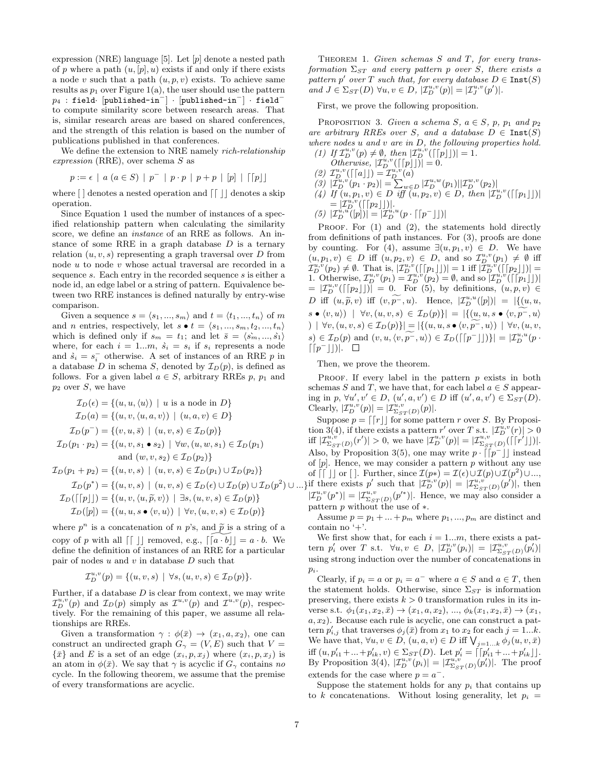expression (NRE) language [5]. Let $[p]$ denote a nested path of $p$ where a path $(u, [p], u)$ exists if and only if there exists a node $v$ such that a path $(u, p, v)$ exists. To achieve same results as $p_1$ over Figure 1(a), the user should use the pattern $p_4$ : $\texttt{field}\cdot[\texttt{published-in}^-]\cdot[\texttt{published-in}^-]\cdot\texttt{field}^-$ to compute similarity score between research areas. That is, similar research areas are based on shared conferences, and the strength of this relation is based on the number of publications published in that conferences.

We define the extension to NRE namely *rich-relationship expression* (RRE), over schema $S$ as

$$p := \epsilon \mid a\ (a \in S) \mid p^- \mid p \cdot p \mid p + p \mid [p] \mid \lceil\lceil p \rfloor\rfloor$$

where $[\,]$ denotes a nested operation and $\lceil\lceil\ \rfloor\rfloor$ denotes a skip operation.

Since Equation 1 used the number of instances of a specified relationship pattern when calculating the similarity score, we define an *instance* of an RRE as follows. An instance of some RRE in a graph database $D$ is a ternary relation $(u, v, s)$ representing a graph traversal over $D$ from node $u$ to node $v$ whose actual traversal are recorded in a sequence $s$. Each entry in the recorded sequence $s$ is either a node id, an edge label or a string of pattern. Equivalence between two RRE instances is defined naturally by entry-wise comparison.

Given a sequence $s = \langle s_1, ..., s_m\rangle$ and $t = \langle t_1, ..., t_n\rangle$ of $m$ and $n$ entries, respectively, let $s \bullet t = \langle s_1, ..., s_m, t_2, ..., t_n\rangle$ which is defined only if $s_m = t_1$; and let $\bar{s} = \langle \dot{s_m}, ..., \dot{s_1}\rangle$ where, for each $i = 1...m$, $\dot{s_i} = s_i$ if $s_i$ represents a node and $\dot{s_i} = s_i^-$ otherwise. A set of instances of an RRE $p$ in a database $D$ in schema $S$, denoted by $\mathcal{I}_D(p)$, is defined as follows. For a given label $a \in S$, arbitrary RREs $p$, $p_1$ and $p_2$ over $S$, we have

$$\begin{aligned}
\mathcal{I}_D(\epsilon) &= \{(u, u, \langle u\rangle) \mid u \text{ is a node in } D\}\\
\mathcal{I}_D(a) &= \{(u, v, \langle u, a, v\rangle) \mid (u, a, v) \in D\}\\
\mathcal{I}_D(p^-) &= \{(v, u, \bar{s}) \mid (u, v, s) \in \mathcal{I}_D(p)\}\\
\mathcal{I}_D(p_1 \cdot p_2) &= \{(u, v, s_1 \bullet s_2) \mid \forall w, (u, w, s_1) \in \mathcal{I}_D(p_1)\\
&\qquad \text{and } (w, v, s_2) \in \mathcal{I}_D(p_2)\}\\
\mathcal{I}_D(p_1 + p_2) &= \{(u, v, s) \mid (u, v, s) \in \mathcal{I}_D(p_1) \cup \mathcal{I}_D(p_2)\}\\
\mathcal{I}_D(p^*) &= \{(u, v, s) \mid (u, v, s) \in \mathcal{I}_D(\epsilon) \cup \mathcal{I}_D(p) \cup \mathcal{I}_D(p^2) \cup ...\}\\
\mathcal{I}_D(\lceil\lceil p \rfloor\rfloor) &= \{(u, v, \langle u, \widetilde{p}, v\rangle) \mid \exists s, (u, v, s) \in \mathcal{I}_D(p)\}\\
\mathcal{I}_D([p]) &= \{(u, u, s \bullet \langle v, u\rangle) \mid \forall v, (u, v, s) \in \mathcal{I}_D(p)\}
\end{aligned}$$

where $p^n$ is a concatenation of $n$ $p$'s, and $\widetilde{p}$ is a string of a copy of $p$ with all $\lceil\lceil\ \rfloor\rfloor$ removed, e.g., $\widetilde{\lceil\lceil a \cdot b \rfloor\rfloor} = a \cdot b$. We define the definition of instances of an RRE for a particular pair of nodes $u$ and $v$ in database $D$ such that

$$\mathcal{I}_D^{u,v}(p) = \{(u, v, s) \mid \forall s, (u, v, s) \in \mathcal{I}_D(p)\}.$$

Further, if a database $D$ is clear from context, we may write $\mathcal{I}_D^{u,v}(p)$ and $\mathcal{I}_D(p)$ simply as $\mathcal{I}^{u,v}(p)$ and $\mathcal{I}^{u,v}(p)$, respectively. For the remaining of this paper, we assume all relationships are RREs.

Given a transformation $\gamma : \phi(\bar{x}) \to (x_1, a, x_2)$, one can construct an undirected graph $G_\gamma = (V, E)$ such that $V = \{\bar{x}\}$ and $E$ is a set of an edge $(x_i, p, x_j)$ where $(x_i, p, x_j)$ is an atom in $\phi(\bar{x})$. We say that $\gamma$ is acyclic if $G_\gamma$ contains *no* cycle. In the following theorem, we assume that the premise of every transformations are acyclic.

Theorem 1. *Given schemas $S$ and $T$, for every transformation $\Sigma_{ST}$ and every pattern $p$ over $S$, there exists a pattern $p'$ over $T$ such that, for every database $D \in \texttt{Inst}(S)$ and $J \in \Sigma_{ST}(D)$ $\forall u, v \in D$, $|\mathcal{I}_D^{u,v}(p)| = |\mathcal{I}_J^{u,v}(p')|$.*

First, we prove the following proposition.

Proposition 3. *Given a schema $S$, $a \in S$, $p$, $p_1$ and $p_2$ are arbitrary RREs over $S$, and a database $D \in \texttt{Inst}(S)$ where nodes $u$ and $v$ are in $D$, the following properties hold.*

*(1) If $\mathcal{I}_D^{u,v}(p) \neq \emptyset$, then $|\mathcal{I}_D^{u,v}(\lceil\lceil p \rfloor\rfloor)| = 1$. Otherwise, $|\mathcal{I}_D^{u,v}(\lceil\lceil p \rfloor\rfloor)| = 0$.*
*(2) $\mathcal{I}_D^{u,v}(\lceil\lceil a \rfloor\rfloor) = \mathcal{I}_D^{u,v}(a)$*
*(3) $|\mathcal{I}_D^{u,v}(p_1 \cdot p_2)| = \sum_{w \in D} |\mathcal{I}_D^{u,w}(p_1)||\mathcal{I}_D^{w,v}(p_2)|$*
*(4) If $(u, p_1, v) \in D$ iff $(u, p_2, v) \in D$, then $|\mathcal{I}_D^{u,v}(\lceil\lceil p_1 \rfloor\rfloor)| = |\mathcal{I}_D^{u,v}(\lceil\lceil p_2 \rfloor\rfloor)|$.*
*(5) $|\mathcal{I}_D^{u,u}([p])| = |\mathcal{I}_D^{u,u}(p \cdot \lceil\lceil p^- \rfloor\rfloor)|$*

Proof. For (1) and (2), the statements hold directly from definitions of path instances. For (3), proofs are done by counting. For (4), assume $\exists (u, p_1, v) \in D$. We have $(u, p_1, v) \in D$ iff $(u, p_2, v) \in D$, and so $\mathcal{I}_D^{u,v}(p_1) \neq \emptyset$ iff $\mathcal{I}_D^{u,v}(p_2) \neq \emptyset$. That is, $|\mathcal{I}_D^{u,v}(\lceil\lceil p_1 \rfloor\rfloor)| = 1$ iff $|\mathcal{I}_D^{u,v}(\lceil\lceil p_2 \rfloor\rfloor)| = 1$. Otherwise, $\mathcal{I}_D^{u,v}(p_1) = \mathcal{I}_D^{u,v}(p_2) = \emptyset$, and so $|\mathcal{I}_D^{u,v}(\lceil\lceil p_1 \rfloor\rfloor)| = |\mathcal{I}_D^{u,v}(\lceil\lceil p_2 \rfloor\rfloor)| = 0$. For (5), by definitions, $(u, p, v) \in D$ iff $(u, \widetilde{p}, v)$ iff $(v, \widetilde{p^-}, u)$. Hence, $|\mathcal{I}_D^{u,u}([p])| = |\{(u, u, s \bullet \langle v, u\rangle) \mid \forall v, (u, v, s) \in \mathcal{I}_D(p)\}| = |\{(u, u, s \bullet \langle v, \widetilde{p^-}, u\rangle) \mid \forall v, (u, v, s) \in \mathcal{I}_D(p)\}| = |\{(u, u, s \bullet \langle v, \widetilde{p^-}, u\rangle) \mid \forall v, (u, v, s) \in \mathcal{I}_D(p)$ and $(v, u, \langle v, \widetilde{p^-}, u\rangle) \in \mathcal{I}_D(\lceil\lceil p^- \rfloor\rfloor)\}| = |\mathcal{I}_D^{u,u}(p \cdot \lceil\lceil p^- \rfloor\rfloor)|$. $\square$

Then, we prove the theorem.

Proof. If every label in the pattern $p$ exists in both schemas $S$ and $T$, we have that, for each label $a \in S$ appearing in $p$, $\forall u', v' \in D$, $(u', a, v') \in D$ iff $(u', a, v') \in \Sigma_{ST}(D)$. Clearly, $|\mathcal{I}_D^{u,v}(p)| = |\mathcal{I}_{\Sigma_{ST}(D)}^{u,v}(p)|$.

Suppose $p = \lceil\lceil r \rfloor\rfloor$ for some pattern $r$ over $S$. By Proposition 3(4), if there exists a pattern $r'$ over $T$ s.t. $|\mathcal{I}_D^{u,v}(r)| > 0$ iff $|\mathcal{I}_{\Sigma_{ST}(D)}^{u,v}(r')| > 0$, we have $|\mathcal{I}_D^{u,v}(p)| = |\mathcal{I}_{\Sigma_{ST}(D)}^{u,v}(\lceil\lceil r' \rfloor\rfloor)|$. Also, by Proposition 3(5), one may write $p \cdot \lceil\lceil p^- \rfloor\rfloor$ instead of $[p]$. Hence, we may consider a pattern $p$ without any use of $\lceil\lceil\ \rfloor\rfloor$ or $[\,]$. Further, since $\mathcal{I}(p*) = \mathcal{I}(\epsilon) \cup \mathcal{I}(p) \cup \mathcal{I}(p^2) \cup ...$, if there exists $p'$ such that $|\mathcal{I}_D^{u,v}(p)| = |\mathcal{I}_{\Sigma_{ST}(D)}^{u,v}(p')|$, then $|\mathcal{I}_D^{u,v}(p^*)| = |\mathcal{I}_{\Sigma_{ST}(D)}^{u,v}(p'^*)|$. Hence, we may also consider a pattern $p$ without the use of $*$.

Assume $p = p_1 + ... + p_m$ where $p_1, ..., p_m$ are distinct and contain no '+'.

We first show that, for each $i = 1...m$, there exists a pattern $p'_i$ over $T$ s.t. $\forall u, v \in D$, $|\mathcal{I}_D^{u,v}(p_i)| = |\mathcal{I}_{\Sigma_{ST}(D)}^{u,v}(p'_i)|$ using strong induction over the number of concatenations in $p_i$.

Clearly, if $p_i = a$ or $p_i = a^-$ where $a \in S$ and $a \in T$, then the statement holds. Otherwise, since $\Sigma_{ST}$ is information preserving, there exists $k > 0$ transformation rules in its inverse s.t. $\phi_1(x_1, x_2, \bar{x}) \to (x_1, a, x_2)$, ..., $\phi_k(x_1, x_2, \bar{x}) \to (x_1, a, x_2)$. Because each rule is acyclic, one can construct a pattern $p'_{i,j}$ that traverses $\phi_j(\bar{x})$ from $x_1$ to $x_2$ for each $j = 1...k$. We have that, $\forall u, v \in D$, $(u, a, v) \in D$ iff $\bigvee_{j=1...k} \phi_j(u, v, \bar{x})$ iff $(u, p'_{i1} + ... + p'_{ik}, v) \in \Sigma_{ST}(D)$. Let $p'_i = \lceil\lceil p'_{i1} + ... + p'_{ik} \rfloor\rfloor$. By Proposition 3(4), $|\mathcal{I}_D^{u,v}(p_i)| = |\mathcal{I}_{\Sigma_{ST}(D)}^{u,v}(p'_i)|$. The proof extends for the case where $p = a^-$.

Suppose the statement holds for any $p_i$ that contains up to $k$ concatenations. Without losing generality, let $p_i =$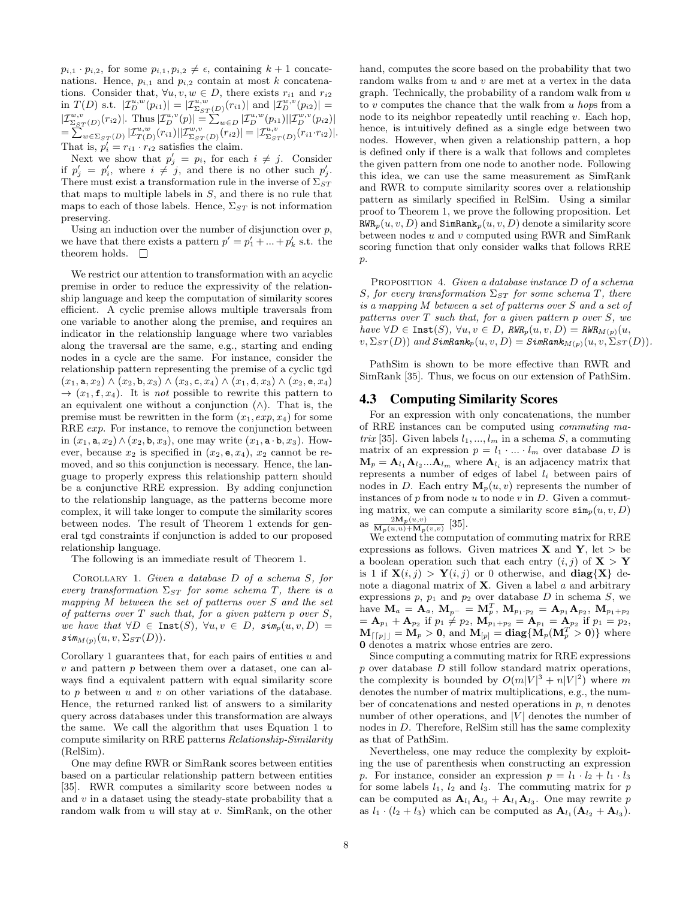$p_{i,1} \cdot p_{i,2}$, for some $p_{i,1}, p_{i,2} \neq \epsilon$, containing $k+1$ concatenations. Hence, $p_{i,1}$ and $p_{i,2}$ contain at most $k$ concatenations. Consider that, $\forall u, v, w \in D$, there exists $r_{i1}$ and $r_{i2}$ in $T(D)$ s.t. $|\mathcal{I}_D^{u,w}(p_{i1})| = |\mathcal{I}_{\Sigma_{ST}(D)}^{u,w}(r_{i1})|$ and $|\mathcal{I}_D^{w,v}(p_{i2})| = |\mathcal{I}_{\Sigma_{ST}(D)}^{w,v}(r_{i2})|$. Thus $|\mathcal{I}_D^{u,v}(p)| = \sum_{w \in D} |\mathcal{I}_D^{u,w}(p_{i1})||\mathcal{I}_D^{w,v}(p_{i2})|$ $= \sum_{w \in \Sigma_{ST}(D)} |\mathcal{I}_{T(D)}^{u,w}(r_{i1})||\mathcal{I}_{\Sigma_{ST}(D)}^{w,v}(r_{i2})| = |\mathcal{I}_{\Sigma_{ST}(D)}^{u,v}(r_{i1} \cdot r_{i2})|$. That is, $p_i' = r_{i1} \cdot r_{i2}$ satisfies the claim.

Next we show that $p_j' = p_i$, for each $i \neq j$. Consider if $p_j' = p_i'$, where $i \neq j$, and there is no other such $p_j'$. There must exist a transformation rule in the inverse of $\Sigma_{ST}$ that maps to multiple labels in $S$, and there is no rule that maps to each of those labels. Hence, $\Sigma_{ST}$ is not information preserving.

Using an induction over the number of disjunction over $p$, we have that there exists a pattern $p' = p_1' + ... + p_k'$ s.t. the theorem holds. □

We restrict our attention to transformation with an acyclic premise in order to reduce the expressivity of the relationship language and keep the computation of similarity scores efficient. A cyclic premise allows multiple traversals from one variable to another along the premise, and requires an indicator in the relationship language where two variables along the traversal are the same, e.g., starting and ending nodes in a cycle are the same. For instance, consider the relationship pattern representing the premise of a cyclic tgd $(x_1, \texttt{a}, x_2) \wedge (x_2, \texttt{b}, x_3) \wedge (x_3, \texttt{c}, x_4) \wedge (x_1, \texttt{d}, x_3) \wedge (x_2, \texttt{e}, x_4)$ $\rightarrow (x_1, \texttt{f}, x_4)$. It is *not* possible to rewrite this pattern to an equivalent one without a conjunction ($\wedge$). That is, the premise must be rewritten in the form $(x_1, exp, x_4)$ for some RRE *exp*. For instance, to remove the conjunction between in $(x_1, \texttt{a}, x_2) \wedge (x_2, \texttt{b}, x_3)$, one may write $(x_1, \texttt{a} \cdot \texttt{b}, x_3)$. However, because $x_2$ is specified in $(x_2, \texttt{e}, x_4)$, $x_2$ cannot be removed, and so this conjunction is necessary. Hence, the language to properly express this relationship pattern should be a conjunctive RRE expression. By adding conjunction to the relationship language, as the patterns become more complex, it will take longer to compute the similarity scores between nodes. The result of Theorem 1 extends for general tgd constraints if conjunction is added to our proposed relationship language.

The following is an immediate result of Theorem 1.

Corollary 1. *Given a database $D$ of a schema $S$, for every transformation $\Sigma_{ST}$ for some schema $T$, there is a mapping $M$ between the set of patterns over $S$ and the set of patterns over $T$ such that, for a given pattern $p$ over $S$, we have that $\forall D \in$ `Inst`$(S)$, $\forall u, v \in D$, $\textbf{sim}_p(u, v, D) = \textbf{sim}_{M(p)}(u, v, \Sigma_{ST}(D))$.*

Corollary 1 guarantees that, for each pairs of entities $u$ and $v$ and pattern $p$ between them over a dataset, one can always find a equivalent pattern with equal similarity score to $p$ between $u$ and $v$ on other variations of the database. Hence, the returned ranked list of answers to a similarity query across databases under this transformation are always the same. We call the algorithm that uses Equation 1 to compute similarity on RRE patterns *Relationship-Similarity* (RelSim).

One may define RWR or SimRank scores between entities based on a particular relationship pattern between entities [35]. RWR computes a similarity score between nodes $u$ and $v$ in a dataset using the steady-state probability that a random walk from $u$ will stay at $v$. SimRank, on the other hand, computes the score based on the probability that two random walks from $u$ and $v$ are met at a vertex in the data graph. Technically, the probability of a random walk from $u$ to $v$ computes the chance that the walk from $u$ *hop*s from a node to its neighbor repeatedly until reaching $v$. Each hop, hence, is intuitively defined as a single edge between two nodes. However, when given a relationship pattern, a hop is defined only if there is a walk that follows and completes the given pattern from one node to another node. Following this idea, we can use the same measurement as SimRank and RWR to compute similarity scores over a relationship pattern as similarly specified in RelSim. Using a similar proof to Theorem 1, we prove the following proposition. Let $\texttt{RWR}_p(u, v, D)$ and $\texttt{SimRank}_p(u, v, D)$ denote a similarity score between nodes $u$ and $v$ computed using RWR and SimRank scoring function that only consider walks that follows RRE $p$.

Proposition 4. *Given a database instance $D$ of a schema $S$, for every transformation $\Sigma_{ST}$ for some schema $T$, there is a mapping $M$ between a set of patterns over $S$ and a set of patterns over $T$ such that, for a given pattern $p$ over $S$, we have $\forall D \in$ `Inst`$(S)$, $\forall u, v \in D$, $\texttt{RWR}_p(u, v, D) = \texttt{RWR}_{M(p)}(u, v, \Sigma_{ST}(D))$ and $\texttt{SimRank}_p(u, v, D) = \texttt{SimRank}_{M(p)}(u, v, \Sigma_{ST}(D))$.*

PathSim is shown to be more effective than RWR and SimRank [35]. Thus, we focus on our extension of PathSim.

## 4.3 Computing Similarity Scores

For an expression with only concatenations, the number of RRE instances can be computed using *commuting matrix* [35]. Given labels $l_1, ..., l_m$ in a schema $S$, a commuting matrix of an expression $p = l_1 \cdot ... \cdot l_m$ over database $D$ is $\mathbf{M}_p = \mathbf{A}_{l_1}\mathbf{A}_{l_2}...\mathbf{A}_{l_m}$ where $\mathbf{A}_{l_i}$ is an adjacency matrix that represents a number of edges of label $l_i$ between pairs of nodes in $D$. Each entry $\mathbf{M}_p(u, v)$ represents the number of instances of $p$ from node $u$ to node $v$ in $D$. Given a commuting matrix, we can compute a similarity score $\texttt{sim}_p(u, v, D)$ as $\frac{2\mathbf{M}_p(u,v)}{\mathbf{M}_p(u,u) + \mathbf{M}_p(v,v)}$ [35].

We extend the computation of commuting matrix for RRE expressions as follows. Given matrices $\mathbf{X}$ and $\mathbf{Y}$, let $>$ be a boolean operation such that each entry $(i, j)$ of $\mathbf{X} > \mathbf{Y}$ is 1 if $\mathbf{X}(i, j) > \mathbf{Y}(i, j)$ or 0 otherwise, and $\mathbf{diag}\{\mathbf{X}\}$ denote a diagonal matrix of $\mathbf{X}$. Given a label $a$ and arbitrary expressions $p$, $p_1$ and $p_2$ over database $D$ in schema $S$, we have $\mathbf{M}_a = \mathbf{A}_a$, $\mathbf{M}_{p^-} = \mathbf{M}_p^T$, $\mathbf{M}_{p_1 \cdot p_2} = \mathbf{A}_{p_1}\mathbf{A}_{p_2}$, $\mathbf{M}_{p_1 + p_2} = \mathbf{A}_{p_1} + \mathbf{A}_{p_2}$ if $p_1 \neq p_2$, $\mathbf{M}_{p_1 + p_2} = \mathbf{A}_{p_1} = \mathbf{A}_{p_2}$ if $p_1 = p_2$, $\mathbf{M}_{\lceil [p] \rfloor} = \mathbf{M}_p > \mathbf{0}$, and $\mathbf{M}_{[p]} = \mathbf{diag}\{\mathbf{M}_p(\mathbf{M}_p^T > \mathbf{0})\}$ where $\mathbf{0}$ denotes a matrix whose entries are zero.

Since computing a commuting matrix for RRE expressions $p$ over database $D$ still follow standard matrix operations, the complexity is bounded by $O(m|V|^3 + n|V|^2)$ where $m$ denotes the number of matrix multiplications, e.g., the number of concatenations and nested operations in $p$, $n$ denotes number of other operations, and $|V|$ denotes the number of nodes in $D$. Therefore, RelSim still has the same complexity as that of PathSim.

Nevertheless, one may reduce the complexity by exploiting the use of parenthesis when constructing an expression $p$. For instance, consider an expression $p = l_1 \cdot l_2 + l_1 \cdot l_3$ for some labels $l_1$, $l_2$ and $l_3$. The commuting matrix for $p$ can be computed as $\mathbf{A}_{l_1}\mathbf{A}_{l_2} + \mathbf{A}_{l_1}\mathbf{A}_{l_3}$. One may rewrite $p$ as $l_1 \cdot (l_2 + l_3)$ which can be computed as $\mathbf{A}_{l_1}(\mathbf{A}_{l_2} + \mathbf{A}_{l_3})$.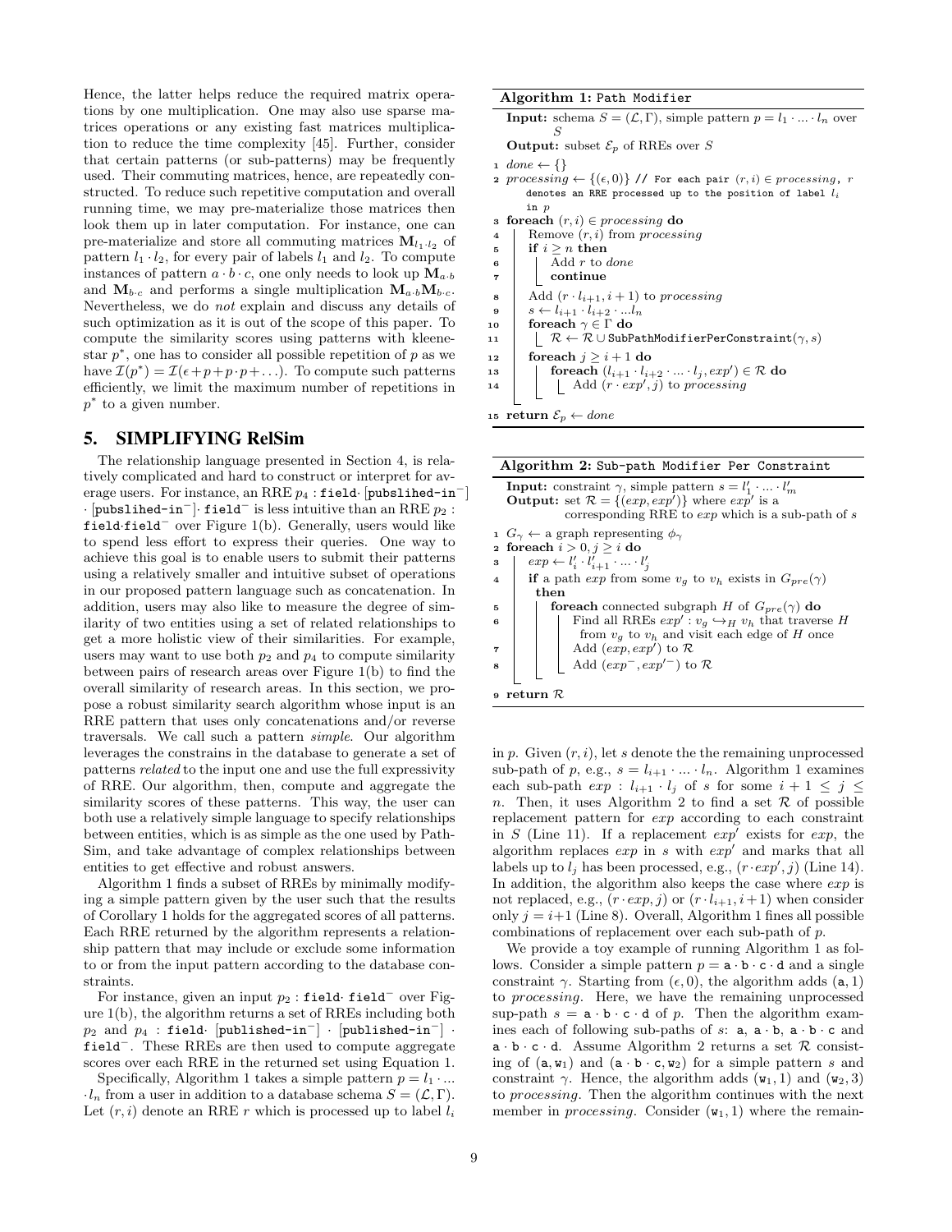Hence, the latter helps reduce the required matrix operations by one multiplication. One may also use sparse matrices operations or any existing fast matrices multiplication to reduce the time complexity [45]. Further, consider that certain patterns (or sub-patterns) may be frequently used. Their commuting matrices, hence, are repeatedly constructed. To reduce such repetitive computation and overall running time, we may pre-materialize those matrices then look them up in later computation. For instance, one can pre-materialize and store all commuting matrices $\mathbf{M}_{l_1 \cdot l_2}$ of pattern $l_1 \cdot l_2$, for every pair of labels $l_1$ and $l_2$. To compute instances of pattern $a \cdot b \cdot c$, one only needs to look up $\mathbf{M}_{a \cdot b}$ and $\mathbf{M}_{b \cdot c}$ and performs a single multiplication $\mathbf{M}_{a \cdot b}\mathbf{M}_{b \cdot c}$. Nevertheless, we do *not* explain and discuss any details of such optimization as it is out of the scope of this paper. To compute the similarity scores using patterns with kleene-star $p^*$, one has to consider all possible repetition of $p$ as we have $\mathcal{I}(p^*) = \mathcal{I}(\epsilon + p + p \cdot p + \ldots)$. To compute such patterns efficiently, we limit the maximum number of repetitions in $p^*$ to a given number.

## 5. SIMPLIFYING RelSim

The relationship language presented in Section 4, is relatively complicated and hard to construct or interpret for average users. For instance, an RRE $p_4$ : `field`$\cdot$ [`publsihed-in`$^-$] $\cdot$ [`publsihed-in`$^-$]$\cdot$ `field`$^-$ is less intuitive than an RRE $p_2$ : `field`$\cdot$`field`$^-$ over Figure 1(b). Generally, users would like to spend less effort to express their queries. One way to achieve this goal is to enable users to submit their patterns using a relatively smaller and intuitive subset of operations in our proposed pattern language such as concatenation. In addition, users may also like to measure the degree of similarity of two entities using a set of related relationships to get a more holistic view of their similarities. For example, users may want to use both $p_2$ and $p_4$ to compute similarity between pairs of research areas over Figure 1(b) to find the overall similarity of research areas. In this section, we propose a robust similarity search algorithm whose input is an RRE pattern that uses only concatenations and/or reverse traversals. We call such a pattern *simple*. Our algorithm leverages the constrains in the database to generate a set of patterns *related* to the input one and use the full expressivity of RRE. Our algorithm, then, compute and aggregate the similarity scores of these patterns. This way, the user can both use a relatively simple language to specify relationships between entities, which is as simple as the one used by PathSim, and take advantage of complex relationships between entities to get effective and robust answers.

Algorithm 1 finds a subset of RREs by minimally modifying a simple pattern given by the user such that the results of Corollary 1 holds for the aggregated scores of all patterns. Each RRE returned by the algorithm represents a relationship pattern that may include or exclude some information to or from the input pattern according to the database constraints.

For instance, given an input $p_2$ : `field`$\cdot$ `field`$^-$ over Figure 1(b), the algorithm returns a set of RREs including both $p_2$ and $p_4$ : `field`$\cdot$ [`published-in`$^-$] $\cdot$ [`published-in`$^-$] $\cdot$ `field`$^-$. These RREs are then used to compute aggregate scores over each RRE in the returned set using Equation 1.

Specifically, Algorithm 1 takes a simple pattern $p = l_1 \cdot \ldots \cdot l_n$ from a user in addition to a database schema $S = (\mathcal{L}, \Gamma)$. Let $(r, i)$ denote an RRE $r$ which is processed up to label $l_i$ in $p$. Given $(r, i)$, let $s$ denote the the remaining unprocessed sub-path of $p$, e.g., $s = l_{i+1} \cdot \ldots \cdot l_n$. Algorithm 1 examines each sub-path $exp : l_{i+1} \cdot l_j$ of $s$ for some $i + 1 \leq j \leq n$. Then, it uses Algorithm 2 to find a set $\mathcal{R}$ of possible replacement pattern for $exp$ according to each constraint in $S$ (Line 11). If a replacement $exp'$ exists for $exp$, the algorithm replaces $exp$ in $s$ with $exp'$ and marks that all labels up to $l_j$ has been processed, e.g., $(r \cdot exp', j)$ (Line 14). In addition, the algorithm also keeps the case where $exp$ is not replaced, e.g., $(r \cdot exp, j)$ or $(r \cdot l_{i+1}, i+1)$ when consider only $j = i+1$ (Line 8). Overall, Algorithm 1 fines all possible combinations of replacement over each sub-path of $p$.

We provide a toy example of running Algorithm 1 as follows. Consider a simple pattern $p = \texttt{a} \cdot \texttt{b} \cdot \texttt{c} \cdot \texttt{d}$ and a single constraint $\gamma$. Starting from $(\epsilon, 0)$, the algorithm adds $(\texttt{a}, 1)$ to *processing*. Here, we have the remaining unprocessed sup-path $s = \texttt{a} \cdot \texttt{b} \cdot \texttt{c} \cdot \texttt{d}$ of $p$. Then the algorithm examines each of following sub-paths of $s$: $\texttt{a}$, $\texttt{a} \cdot \texttt{b}$, $\texttt{a} \cdot \texttt{b} \cdot \texttt{c}$ and $\texttt{a} \cdot \texttt{b} \cdot \texttt{c} \cdot \texttt{d}$. Assume Algorithm 2 returns a set $\mathcal{R}$ consisting of $(\texttt{a}, \texttt{w}_1)$ and $(\texttt{a} \cdot \texttt{b} \cdot \texttt{c}, \texttt{w}_2)$ for a simple pattern $s$ and constraint $\gamma$. Hence, the algorithm adds $(\texttt{w}_1, 1)$ and $(\texttt{w}_2, 3)$ to *processing*. Then the algorithm continues with the next member in *processing*. Consider $(\texttt{w}_1, 1)$ where the remain-

**Algorithm 1:** `Path Modifier`

**Input:** schema $S = (\mathcal{L}, \Gamma)$, simple pattern $p = l_1 \cdot \ldots \cdot l_n$ over $S$
**Output:** subset $\mathcal{E}_p$ of RREs over $S$

```
1  done ← {}
2  processing ← {(ε, 0)} // For each pair (r, i) ∈ processing, r
       denotes an RRE processed up to the position of label l_i
       in p
3  foreach (r, i) ∈ processing do
4      Remove (r, i) from processing
5      if i ≥ n then
6          Add r to done
7          continue
8      Add (r · l_{i+1}, i + 1) to processing
9      s ← l_{i+1} · l_{i+2} · ...l_n
10     foreach γ ∈ Γ do
11         R ← R ∪ SubPathModifierPerConstraint(γ, s)
12     foreach j ≥ i + 1 do
13         foreach (l_{i+1} · l_{i+2} · ... · l_j, exp') ∈ R do
14             Add (r · exp', j) to processing
15 return E_p ← done
```

**Algorithm 2:** `Sub-path Modifier Per Constraint`

**Input:** constraint $\gamma$, simple pattern $s = l'_1 \cdot \ldots \cdot l'_m$
**Output:** set $\mathcal{R} = \{(exp, exp')\}$ where $exp'$ is a corresponding RRE to $exp$ which is a sub-path of $s$

```
1  G_γ ← a graph representing φ_γ
2  foreach i > 0, j ≥ i do
3      exp ← l'_i · l'_{i+1} · ... · l'_j
4      if a path exp from some v_g to v_h exists in G_pre(γ)
       then
5          foreach connected subgraph H of G_pre(γ) do
6              Find all RREs exp' : v_g ↪_H v_h that traverse H
               from v_g to v_h and visit each edge of H once
7              Add (exp, exp') to R
8              Add (exp^-, exp'^-) to R
9  return R
```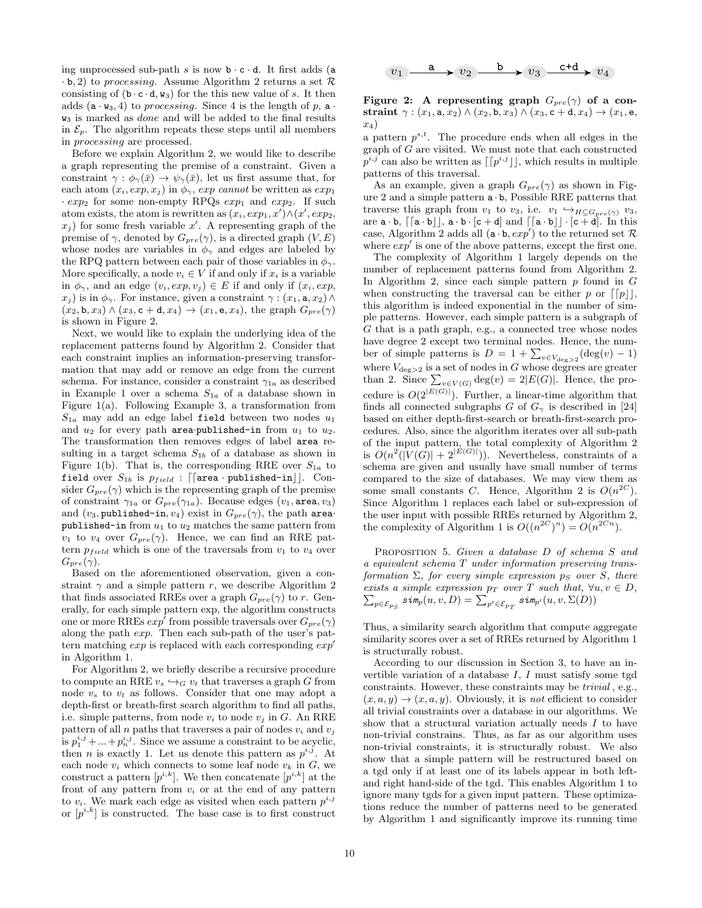ing unprocessed sub-path $s$ is now $\mathtt{b} \cdot \mathtt{c} \cdot \mathtt{d}$. It first adds ($\mathtt{a} \cdot \mathtt{b}, 2$) to *processing*. Assume Algorithm 2 returns a set $\mathcal{R}$ consisting of ($\mathtt{b} \cdot \mathtt{c} \cdot \mathtt{d}, \mathtt{w}_3$) for the this new value of $s$. It then adds ($\mathtt{a} \cdot \mathtt{w}_3, 4$) to *processing*. Since 4 is the length of $p$, $\mathtt{a} \cdot \mathtt{w}_3$ is marked as *done* and will be added to the final results in $\mathcal{E}_p$. The algorithm repeats these steps until all members in *processing* are processed.

Before we explain Algorithm 2, we would like to describe a graph representing the premise of a constraint. Given a constraint $\gamma : \phi_\gamma(\bar{x}) \rightarrow \psi_\gamma(\bar{x})$, let us first assume that, for each atom $(x_i, exp, x_j)$ in $\phi_\gamma$, $exp$ *cannot* be written as $exp_1 \cdot exp_2$ for some non-empty RPQs $exp_1$ and $exp_2$. If such atom exists, the atom is rewritten as $(x_i, exp_1, x') \wedge (x', exp_2, x_j)$ for some fresh variable $x'$. A representing graph of the premise of $\gamma$, denoted by $G_{pre}(\gamma)$, is a directed graph $(V, E)$ whose nodes are variables in $\phi_\gamma$ and edges are labeled by the RPQ pattern between each pair of those variables in $\phi_\gamma$. More specifically, a node $v_i \in V$ if and only if $x_i$ is a variable in $\phi_\gamma$, and an edge $(v_i, exp, v_j) \in E$ if and only if $(x_i, exp, x_j)$ is in $\phi_\gamma$. For instance, given a constraint $\gamma : (x_1, \mathtt{a}, x_2) \wedge (x_2, \mathtt{b}, x_3) \wedge (x_3, \mathtt{c} + \mathtt{d}, x_4) \rightarrow (x_1, \mathtt{e}, x_4)$, the graph $G_{pre}(\gamma)$ is shown in Figure 2.

Next, we would like to explain the underlying idea of the replacement patterns found by Algorithm 2. Consider that each constraint implies an information-preserving transformation that may add or remove an edge from the current schema. For instance, consider a constraint $\gamma_{1a}$ as described in Example 1 over a schema $S_{1a}$ of a database shown in Figure 1(a). Following Example 3, a transformation from $S_{1a}$ may add an edge label `field` between two nodes $u_1$ and $u_2$ for every path `area`·`published-in` from $u_1$ to $u_2$. The transformation then removes edges of label `area` resulting in a target schema $S_{1b}$ of a database as shown in Figure 1(b). That is, the corresponding RRE over $S_{1a}$ to `field` over $S_{1b}$ is $p_{field}$ : $\lceil\lceil \mathtt{area} \cdot \mathtt{published\text{-}in} \rfloor\rfloor$. Consider $G_{pre}(\gamma)$ which is the representing graph of the premise of constraint $\gamma_{1a}$ or $G_{pre}(\gamma_{1a})$. Because edges ($v_1$, `area`, $v_3$) and ($v_3$, `published-in`, $v_4$) exist in $G_{pre}(\gamma)$, the path `area`·`published-in` from $u_1$ to $u_2$ matches the same pattern from $v_1$ to $v_4$ over $G_{pre}(\gamma)$. Hence, we can find an RRE pattern $p_{field}$ which is one of the traversals from $v_1$ to $v_4$ over $G_{pre}(\gamma)$.

Based on the aforementioned observation, given a constraint $\gamma$ and a simple pattern $r$, we describe Algorithm 2 that finds associated RREs over a graph $G_{pre}(\gamma)$ to $r$. Generally, for each simple pattern exp, the algorithm constructs one or more RREs $exp'$ from possible traversals over $G_{pre}(\gamma)$ along the path $exp$. Then each sub-path of the user's pattern matching $exp$ is replaced with each corresponding $exp'$ in Algorithm 1.

For Algorithm 2, we briefly describe a recursive procedure to compute an RRE $v_s \hookrightarrow_G v_t$ that traverses a graph $G$ from node $v_s$ to $v_t$ as follows. Consider that one may adopt a depth-first or breath-first search algorithm to find all paths, i.e. simple patterns, from node $v_i$ to node $v_j$ in $G$. An RRE pattern of all $n$ paths that traverses a pair of nodes $v_i$ and $v_j$ is $p^{i,j}_1 + ... + p^{i,j}_n$. Since we assume a constraint to be acyclic, then $n$ is exactly 1. Let us denote this pattern as $p^{i,j}$. At each node $v_i$ which connects to some leaf node $v_k$ in $G$, we construct a pattern $[p^{i,k}]$. We then concatenate $[p^{i,k}]$ at the front of any pattern from $v_i$ or at the end of any pattern to $v_i$. We mark each edge as visited when each pattern $p^{i,j}$ or $[p^{i,k}]$ is constructed. The base case is to first construct a pattern $p^{s,t}$. The procedure ends when all edges in the graph of $G$ are visited. We must note that each constructed $p^{i,j}$ can also be written as $\lceil\lceil p^{i,j} \rfloor\rfloor$, which results in multiple patterns of this traversal.

$$v_1 \xrightarrow{\mathtt{a}} v_2 \xrightarrow{\mathtt{b}} v_3 \xrightarrow{\mathtt{c+d}} v_4$$

**Figure 2: A representing graph $G_{pre}(\gamma)$ of a constraint $\gamma : (x_1, \mathtt{a}, x_2) \wedge (x_2, \mathtt{b}, x_3) \wedge (x_3, \mathtt{c} + \mathtt{d}, x_4) \rightarrow (x_1, \mathtt{e}, x_4)$**

As an example, given a graph $G_{pre}(\gamma)$ as shown in Figure 2 and a simple pattern $\mathtt{a} \cdot \mathtt{b}$, Possible RRE patterns that traverse this graph from $v_1$ to $v_3$, i.e. $v_1 \hookrightarrow_{H \subseteq G_{pre}(\gamma)} v_3$, are $\mathtt{a} \cdot \mathtt{b}$, $\lceil\lceil \mathtt{a} \cdot \mathtt{b} \rfloor\rfloor$, $\mathtt{a} \cdot \mathtt{b} \cdot [\mathtt{c} + \mathtt{d}]$ and $\lceil\lceil \mathtt{a} \cdot \mathtt{b} \rfloor\rfloor \cdot [\mathtt{c} + \mathtt{d}]$. In this case, Algorithm 2 adds all ($\mathtt{a} \cdot \mathtt{b}, exp'$) to the returned set $\mathcal{R}$ where $exp'$ is one of the above patterns, except the first one.

The complexity of Algorithm 1 largely depends on the number of replacement patterns found from Algorithm 2. In Algorithm 2, since each simple pattern $p$ found in $G$ when constructing the traversal can be either $p$ or $\lceil\lceil p \rfloor\rfloor$, this algorithm is indeed exponential in the number of simple patterns. However, each simple pattern is a subgraph of $G$ that is a path graph, e.g., a connected tree whose nodes have degree 2 except two terminal nodes. Hence, the number of simple patterns is $D = 1 + \sum_{v \in V_{\deg > 2}} (\deg(v) - 1)$ where $V_{\deg>2}$ is a set of nodes in $G$ whose degrees are greater than 2. Since $\sum_{v \in V(G)} \deg(v) = 2|E(G)|$. Hence, the procedure is $O(2^{|E(G)|})$. Further, a linear-time algorithm that finds all connected subgraphs $G$ of $G_\gamma$ is described in [24] based on either depth-first-search or breath-first-search procedures. Also, since the algorithm iterates over all sub-path of the input pattern, the total complexity of Algorithm 2 is $O(n^2(|V(G)| + 2^{|E(G)|}))$. Nevertheless, constraints of a schema are given and usually have small number of terms compared to the size of databases. We may view them as some small constants $C$. Hence, Algorithm 2 is $O(n^{2C})$. Since Algorithm 1 replaces each label or sub-expression of the user input with possible RREs returned by Algorithm 2, the complexity of Algorithm 1 is $O((n^{2C})^n) = O(n^{2Cn})$.

Proposition 5. *Given a database $D$ of schema $S$ and a equivalent schema $T$ under information preserving transformation $\Sigma$, for every simple expression $p_S$ over $S$, there exists a simple expression $p_T$ over $T$ such that, $\forall u, v \in D$, $\sum_{p \in \mathcal{E}_{p_S}} sim_p(u, v, D) = \sum_{p' \in \mathcal{E}_{p_T}} sim_{p'}(u, v, \Sigma(D))$*

Thus, a similarity search algorithm that compute aggregate similarity scores over a set of RREs returned by Algorithm 1 is structurally robust.

According to our discussion in Section 3, to have an invertible variation of a database $I$, $I$ must satisfy some tgd constraints. However, these constraints may be *trivial* , e.g., $(x, a, y) \rightarrow (x, a, y)$. Obviously, it is *not* efficient to consider all trivial constraints over a database in our algorithms. We show that a structural variation actually needs $I$ to have non-trivial constrains. Thus, as far as our algorithm uses non-trivial constraints, it is structurally robust. We also show that a simple pattern will be restructured based on a tgd only if at least one of its labels appear in both left- and right hand-side of the tgd. This enables Algorithm 1 to ignore many tgds for a given input pattern. These optimizations reduce the number of patterns need to be generated by Algorithm 1 and significantly improve its running time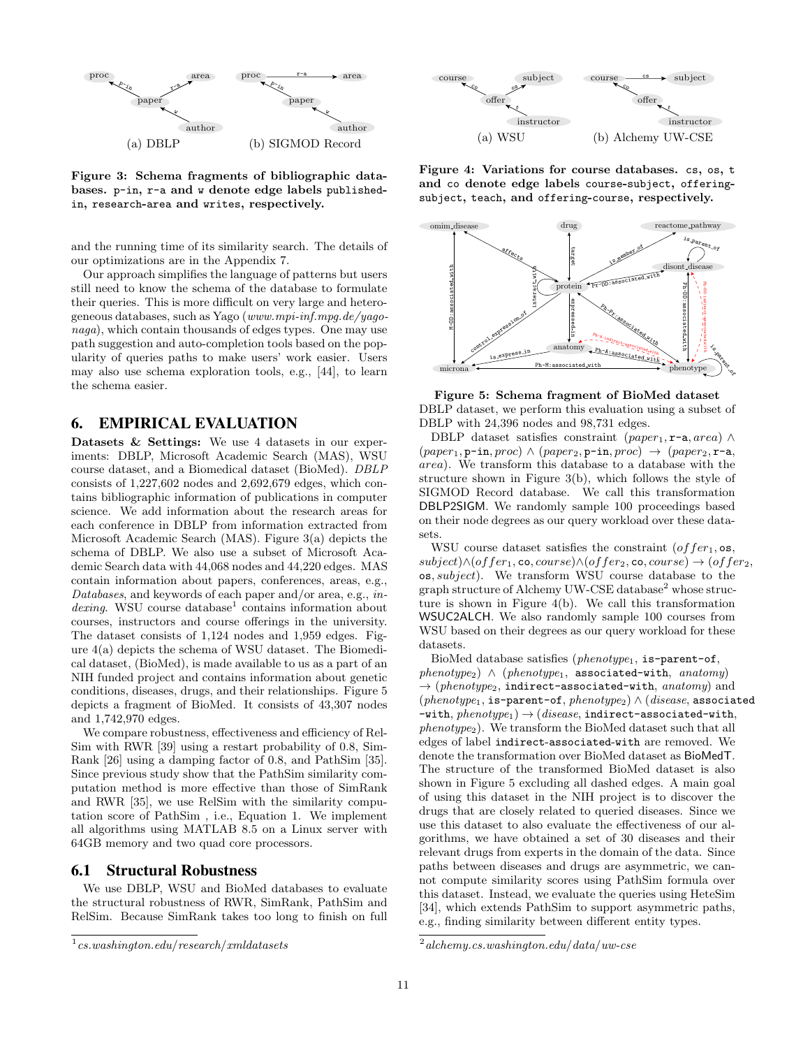Figure 3: Schema fragments of bibliographic databases. p-in, r-a and w denote edge labels published-in, research-area and writes, respectively.

Figure 4: Variations for course databases. cs, os, t and co denote edge labels course-subject, offering-subject, teach, and offering-course, respectively.

Figure 5: Schema fragment of BioMed dataset

and the running time of its similarity search. The details of our optimizations are in the Appendix 7.

Our approach simplifies the language of patterns but users still need to know the schema of the database to formulate their queries. This is more difficult on very large and heterogeneous databases, such as Yago (*www.mpi-inf.mpg.de/yago-naga*), which contain thousands of edges types. One may use path suggestion and auto-completion tools based on the popularity of queries paths to make users' work easier. Users may also use schema exploration tools, e.g., [44], to learn the schema easier.

## 6. EMPIRICAL EVALUATION

**Datasets & Settings:** We use 4 datasets in our experiments: DBLP, Microsoft Academic Search (MAS), WSU course dataset, and a Biomedical dataset (BioMed). *DBLP* consists of 1,227,602 nodes and 2,692,679 edges, which contains bibliographic information of publications in computer science. We add information about the research areas for each conference in DBLP from information extracted from Microsoft Academic Search (MAS). Figure 3(a) depicts the schema of DBLP. We also use a subset of Microsoft Academic Search data with 44,068 nodes and 44,220 edges. MAS contain information about papers, conferences, areas, e.g., *Databases*, and keywords of each paper and/or area, e.g., *indexing*. WSU course database[1] contains information about courses, instructors and course offerings in the university. The dataset consists of 1,124 nodes and 1,959 edges. Figure 4(a) depicts the schema of WSU dataset. The Biomedical dataset, (BioMed), is made available to us as a part of an NIH funded project and contains information about genetic conditions, diseases, drugs, and their relationships. Figure 5 depicts a fragment of BioMed. It consists of 43,307 nodes and 1,742,970 edges.

We compare robustness, effectiveness and efficiency of RelSim with RWR [39] using a restart probability of 0.8, SimRank [26] using a damping factor of 0.8, and PathSim [35]. Since previous study show that the PathSim similarity computation method is more effective than those of SimRank and RWR [35], we use RelSim with the similarity computation score of PathSim , i.e., Equation 1. We implement all algorithms using MATLAB 8.5 on a Linux server with 64GB memory and two quad core processors.

### 6.1 Structural Robustness

We use DBLP, WSU and BioMed databases to evaluate the structural robustness of RWR, SimRank, PathSim and RelSim. Because SimRank takes too long to finish on full DBLP dataset, we perform this evaluation using a subset of DBLP with 24,396 nodes and 98,731 edges.

DBLP dataset satisfies constraint $(paper_1, \texttt{r-a}, area) \wedge (paper_1, \texttt{p-in}, proc) \wedge (paper_2, \texttt{p-in}, proc) \rightarrow (paper_2, \texttt{r-a}, area)$. We transform this database to a database with the structure shown in Figure 3(b), which follows the style of SIGMOD Record database. We call this transformation DBLP2SIGM. We randomly sample 100 proceedings based on their node degrees as our query workload over these datasets.

WSU course dataset satisfies the constraint $(offer_1, \texttt{os}, subject) \wedge (offer_1, \texttt{co}, course) \wedge (offer_2, \texttt{co}, course) \rightarrow (offer_2, \texttt{os}, subject)$. We transform WSU course database to the graph structure of Alchemy UW-CSE database[2] whose structure is shown in Figure 4(b). We call this transformation WSUC2ALCH. We also randomly sample 100 courses from WSU based on their degrees as our query workload for these datasets.

BioMed database satisfies $(phenotype_1, \texttt{is-parent-of}, phenotype_2) \wedge (phenotype_1, \texttt{associated-with}, anatomy) \rightarrow (phenotype_2, \texttt{indirect-associated-with}, anatomy)$ and $(phenotype_1, \texttt{is-parent-of}, phenotype_2) \wedge (disease, \texttt{associated-with}, phenotype_1) \rightarrow (disease, \texttt{indirect-associated-with}, phenotype_2)$. We transform the BioMed dataset such that all edges of label indirect-associated-with are removed. We denote the transformation over BioMed dataset as BioMedT. The structure of the transformed BioMed dataset is also shown in Figure 5 excluding all dashed edges. A main goal of using this dataset in the NIH project is to discover the drugs that are closely related to queried diseases. Since we use this dataset to also evaluate the effectiveness of our algorithms, we have obtained a set of 30 diseases and their relevant drugs from experts in the domain of the data. Since paths between diseases and drugs are asymmetric, we cannot compute similarity scores using PathSim formula over this dataset. Instead, we evaluate the queries using HeteSim [34], which extends PathSim to support asymmetric paths, e.g., finding similarity between different entity types.

[1] *cs.washington.edu/research/xmldatasets*

[2] *alchemy.cs.washington.edu/data/uw-cse*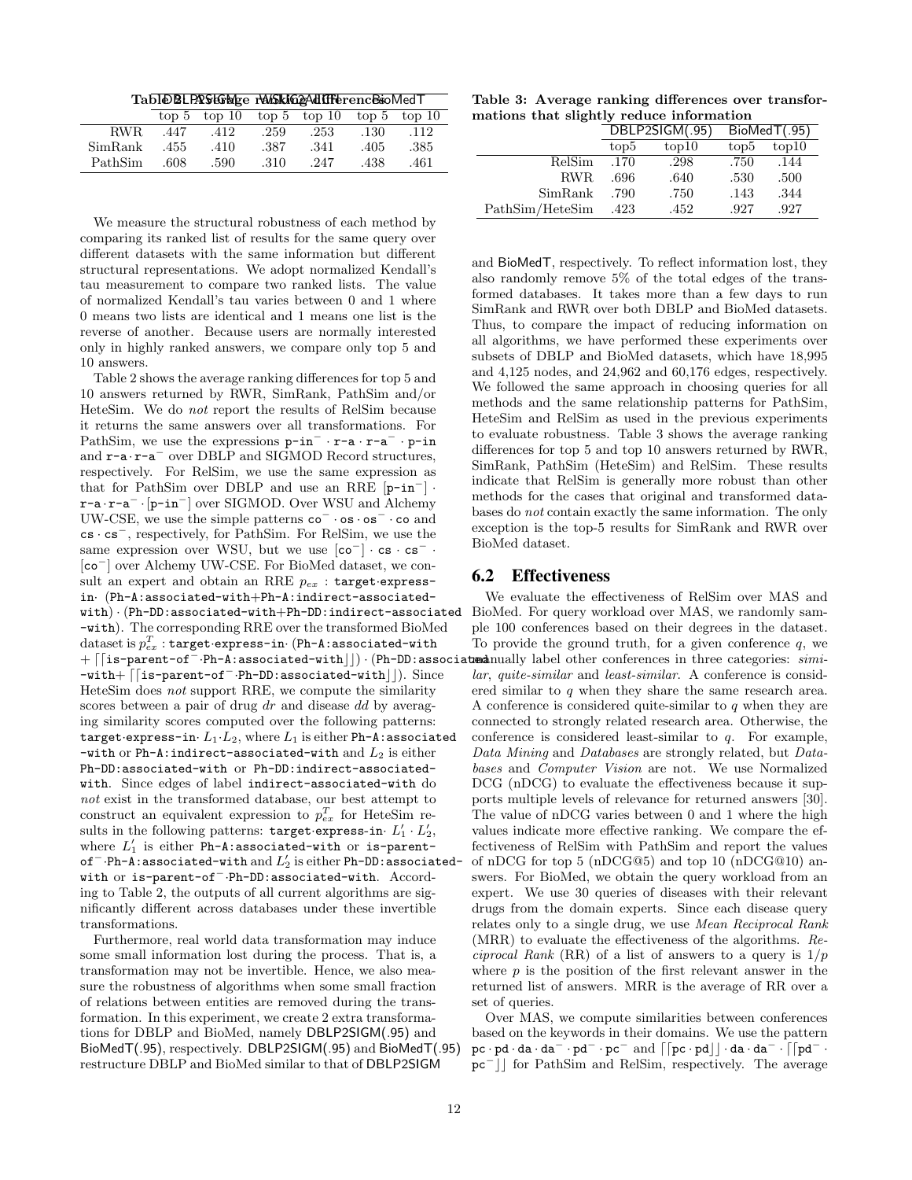Table 2: Average ranking differences

| | DBLP2SIGM | | WSU2Alch | | BioMedT | |
|---|---|---|---|---|---|---|
| | top 5 | top 10 | top 5 | top 10 | top 5 | top 10 |
| RWR | .447 | .412 | .259 | .253 | .130 | .112 |
| SimRank | .455 | .410 | .387 | .341 | .405 | .385 |
| PathSim | .608 | .590 | .310 | .247 | .438 | .461 |

We measure the structural robustness of each method by comparing its ranked list of results for the same query over different datasets with the same information but different structural representations. We adopt normalized Kendall's tau measurement to compare two ranked lists. The value of normalized Kendall's tau varies between 0 and 1 where 0 means two lists are identical and 1 means one list is the reverse of another. Because users are normally interested only in highly ranked answers, we compare only top 5 and 10 answers.

Table 2 shows the average ranking differences for top 5 and 10 answers returned by RWR, SimRank, PathSim and/or HeteSim. We do *not* report the results of RelSim because it returns the same answers over all transformations. For PathSim, we use the expressions $\texttt{p-in}^{-} \cdot \texttt{r-a} \cdot \texttt{r-a}^{-} \cdot \texttt{p-in}$ and $\texttt{r-a} \cdot \texttt{r-a}^{-}$ over DBLP and SIGMOD Record structures, respectively. For RelSim, we use the same expression as that for PathSim over DBLP and use an RRE $[\texttt{p-in}^{-}] \cdot \texttt{r-a} \cdot \texttt{r-a}^{-} \cdot [\texttt{p-in}^{-}]$ over SIGMOD. Over WSU and Alchemy UW-CSE, we use the simple patterns $\texttt{co}^{-} \cdot \texttt{os} \cdot \texttt{os}^{-} \cdot \texttt{co}$ and $\texttt{cs} \cdot \texttt{cs}^{-}$, respectively, for PathSim. For RelSim, we use the same expression over WSU, but we use $[\texttt{co}^{-}] \cdot \texttt{cs} \cdot \texttt{cs}^{-} \cdot [\texttt{co}^{-}]$ over Alchemy UW-CSE. For BioMed dataset, we consult an expert and obtain an RRE $p_{ex}$ : target·express-in· (Ph-A:associated-with+Ph-A:indirect-associated-with) · (Ph-DD:associated-with+Ph-DD:indirect-associated-with). The corresponding RRE over the transformed BioMed dataset is $p^{T}_{ex}$ : target·express-in· (Ph-A:associated-with + ⌈⌈is-parent-of$^{-}$·Ph-A:associated-with⌋⌋) · (Ph-DD:associated-with+ ⌈⌈is-parent-of$^{-}$·Ph-DD:associated-with⌋⌋). Since HeteSim does *not* support RRE, we compute the similarity scores between a pair of drug $dr$ and disease $dd$ by averaging similarity scores computed over the following patterns: target·express-in· $L_1 \cdot L_2$, where $L_1$ is either Ph-A:associated-with or Ph-A:indirect-associated-with and $L_2$ is either Ph-DD:associated-with or Ph-DD:indirect-associated-with. Since edges of label indirect-associated-with do *not* exist in the transformed database, our best attempt to construct an equivalent expression to $p^{T}_{ex}$ for HeteSim results in the following patterns: target·express-in· $L'_1 \cdot L'_2$, where $L'_1$ is either Ph-A:associated-with or is-parent-of$^{-}$·Ph-A:associated-with and $L'_2$ is either Ph-DD:associated-with or is-parent-of$^{-}$·Ph-DD:associated-with. According to Table 2, the outputs of all current algorithms are significantly different across databases under these invertible transformations.

Furthermore, real world data transformation may induce some small information lost during the process. That is, a transformation may not be invertible. Hence, we also measure the robustness of algorithms when some small fraction of relations between entities are removed during the transformation. In this experiment, we create 2 extra transformations for DBLP and BioMed, namely DBLP2SIGM(.95) and BioMedT(.95), respectively. DBLP2SIGM(.95) and BioMedT(.95) restructure DBLP and BioMed similar to that of DBLP2SIGM and BioMedT, respectively. To reflect information lost, they also randomly remove 5% of the total edges of the transformed databases. It takes more than a few days to run SimRank and RWR over both DBLP and BioMed datasets. Thus, to compare the impact of reducing information on all algorithms, we have performed these experiments over subsets of DBLP and BioMed datasets, which have 18,995 and 4,125 nodes, and 24,962 and 60,176 edges, respectively. We followed the same approach in choosing queries for all methods and the same relationship patterns for PathSim, HeteSim and RelSim as used in the previous experiments to evaluate robustness. Table 3 shows the average ranking differences for top 5 and top 10 answers returned by RWR, SimRank, PathSim (HeteSim) and RelSim. These results indicate that RelSim is generally more robust than other methods for the cases that original and transformed databases do *not* contain exactly the same information. The only exception is the top-5 results for SimRank and RWR over BioMed dataset.

**Table 3: Average ranking differences over transformations that slightly reduce information**

| | DBLP2SIGM(.95) | | BioMedT(.95) | |
|---|---|---|---|---|
| | top5 | top10 | top5 | top10 |
| RelSim | .170 | .298 | .750 | .144 |
| RWR | .696 | .640 | .530 | .500 |
| SimRank | .790 | .750 | .143 | .344 |
| PathSim/HeteSim | .423 | .452 | .927 | .927 |

## 6.2 Effectiveness

We evaluate the effectiveness of RelSim over MAS and BioMed. For query workload over MAS, we randomly sample 100 conferences based on their degrees in the dataset. To provide the ground truth, for a given conference $q$, we manually label other conferences in three categories: *similar*, *quite-similar* and *least-similar*. A conference is considered similar to $q$ when they share the same research area. A conference is considered quite-similar to $q$ when they are connected to strongly related research area. Otherwise, the conference is considered least-similar to $q$. For example, *Data Mining* and *Databases* are strongly related, but *Databases* and *Computer Vision* are not. We use Normalized DCG (nDCG) to evaluate the effectiveness because it supports multiple levels of relevance for returned answers [30]. The value of nDCG varies between 0 and 1 where the high values indicate more effective ranking. We compare the effectiveness of RelSim with PathSim and report the values of nDCG for top 5 (nDCG@5) and top 10 (nDCG@10) answers. For BioMed, we obtain the query workload from an expert. We use 30 queries of diseases with their relevant drugs from the domain experts. Since each disease query relates only to a single drug, we use *Mean Reciprocal Rank* (MRR) to evaluate the effectiveness of the algorithms. *Reciprocal Rank* (RR) of a list of answers to a query is $1/p$ where $p$ is the position of the first relevant answer in the returned list of answers. MRR is the average of RR over a set of queries.

Over MAS, we compute similarities between conferences based on the keywords in their domains. We use the pattern $\texttt{pc} \cdot \texttt{pd} \cdot \texttt{da} \cdot \texttt{da}^{-} \cdot \texttt{pd}^{-} \cdot \texttt{pc}^{-}$ and ⌈⌈$\texttt{pc} \cdot \texttt{pd}$⌋⌋ $\cdot \texttt{da} \cdot \texttt{da}^{-} \cdot$ ⌈⌈$\texttt{pd}^{-} \cdot \texttt{pc}^{-}$⌋⌋ for PathSim and RelSim, respectively. The average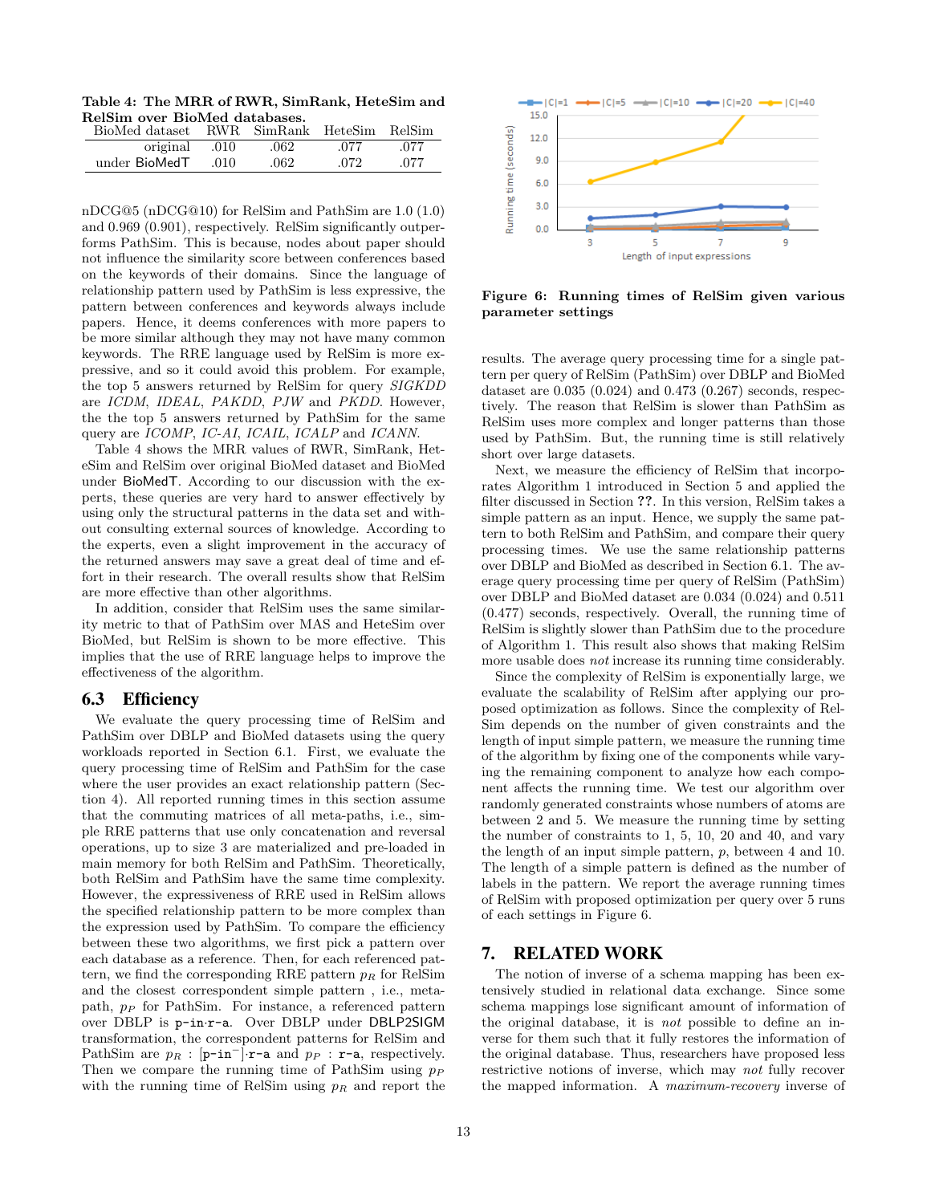Table 4: The MRR of RWR, SimRank, HeteSim and RelSim over BioMed databases.

| BioMed dataset | RWR | SimRank | HeteSim | RelSim |
|---|---|---|---|---|
| original | .010 | .062 | .077 | .077 |
| under BioMedT | .010 | .062 | .072 | .077 |

nDCG@5 (nDCG@10) for RelSim and PathSim are 1.0 (1.0) and 0.969 (0.901), respectively. RelSim significantly outperforms PathSim. This is because, nodes about paper should not influence the similarity score between conferences based on the keywords of their domains. Since the language of relationship pattern used by PathSim is less expressive, the pattern between conferences and keywords always include papers. Hence, it deems conferences with more papers to be more similar although they may not have many common keywords. The RRE language used by RelSim is more expressive, and so it could avoid this problem. For example, the top 5 answers returned by RelSim for query *SIGKDD* are *ICDM*, *IDEAL*, *PAKDD*, *PJW* and *PKDD*. However, the the top 5 answers returned by PathSim for the same query are *ICOMP*, *IC-AI*, *ICAIL*, *ICALP* and *ICANN*.

Table 4 shows the MRR values of RWR, SimRank, HeteSim and RelSim over original BioMed dataset and BioMed under BioMedT. According to our discussion with the experts, these queries are very hard to answer effectively by using only the structural patterns in the data set and without consulting external sources of knowledge. According to the experts, even a slight improvement in the accuracy of the returned answers may save a great deal of time and effort in their research. The overall results show that RelSim are more effective than other algorithms.

In addition, consider that RelSim uses the same similarity metric to that of PathSim over MAS and HeteSim over BioMed, but RelSim is shown to be more effective. This implies that the use of RRE language helps to improve the effectiveness of the algorithm.

## 6.3 Efficiency

We evaluate the query processing time of RelSim and PathSim over DBLP and BioMed datasets using the query workloads reported in Section 6.1. First, we evaluate the query processing time of RelSim and PathSim for the case where the user provides an exact relationship pattern (Section 4). All reported running times in this section assume that the commuting matrices of all meta-paths, i.e., simple RRE patterns that use only concatenation and reversal operations, up to size 3 are materialized and pre-loaded in main memory for both RelSim and PathSim. Theoretically, both RelSim and PathSim have the same time complexity. However, the expressiveness of RRE used in RelSim allows the specified relationship pattern to be more complex than the expression used by PathSim. To compare the efficiency between these two algorithms, we first pick a pattern over each database as a reference. Then, for each referenced pattern, we find the corresponding RRE pattern $p_R$ for RelSim and the closest correspondent simple pattern , i.e., meta-path, $p_P$ for PathSim. For instance, a referenced pattern over DBLP is p-in·r-a. Over DBLP under DBLP2SIGM transformation, the correspondent patterns for RelSim and PathSim are $p_R$ : $[\texttt{p-in}^-]$·r-a and $p_P$ : r-a, respectively. Then we compare the running time of PathSim using $p_P$ with the running time of RelSim using $p_R$ and report the results. The average query processing time for a single pattern per query of RelSim (PathSim) over DBLP and BioMed dataset are 0.035 (0.024) and 0.473 (0.267) seconds, respectively. The reason that RelSim is slower than PathSim as RelSim uses more complex and longer patterns than those used by PathSim. But, the running time is still relatively short over large datasets.

Figure 6: Running times of RelSim given various parameter settings

Next, we measure the efficiency of RelSim that incorporates Algorithm 1 introduced in Section 5 and applied the filter discussed in Section ??. In this version, RelSim takes a simple pattern as an input. Hence, we supply the same pattern to both RelSim and PathSim, and compare their query processing times. We use the same relationship patterns over DBLP and BioMed as described in Section 6.1. The average query processing time per query of RelSim (PathSim) over DBLP and BioMed dataset are 0.034 (0.024) and 0.511 (0.477) seconds, respectively. Overall, the running time of RelSim is slightly slower than PathSim due to the procedure of Algorithm 1. This result also shows that making RelSim more usable does *not* increase its running time considerably.

Since the complexity of RelSim is exponentially large, we evaluate the scalability of RelSim after applying our proposed optimization as follows. Since the complexity of RelSim depends on the number of given constraints and the length of input simple pattern, we measure the running time of the algorithm by fixing one of the components while varying the remaining component to analyze how each component affects the running time. We test our algorithm over randomly generated constraints whose numbers of atoms are between 2 and 5. We measure the running time by setting the number of constraints to 1, 5, 10, 20 and 40, and vary the length of an input simple pattern, $p$, between 4 and 10. The length of a simple pattern is defined as the number of labels in the pattern. We report the average running times of RelSim with proposed optimization per query over 5 runs of each settings in Figure 6.

# 7. RELATED WORK

The notion of inverse of a schema mapping has been extensively studied in relational data exchange. Since some schema mappings lose significant amount of information of the original database, it is *not* possible to define an inverse for them such that it fully restores the information of the original database. Thus, researchers have proposed less restrictive notions of inverse, which may *not* fully recover the mapped information. A *maximum-recovery* inverse of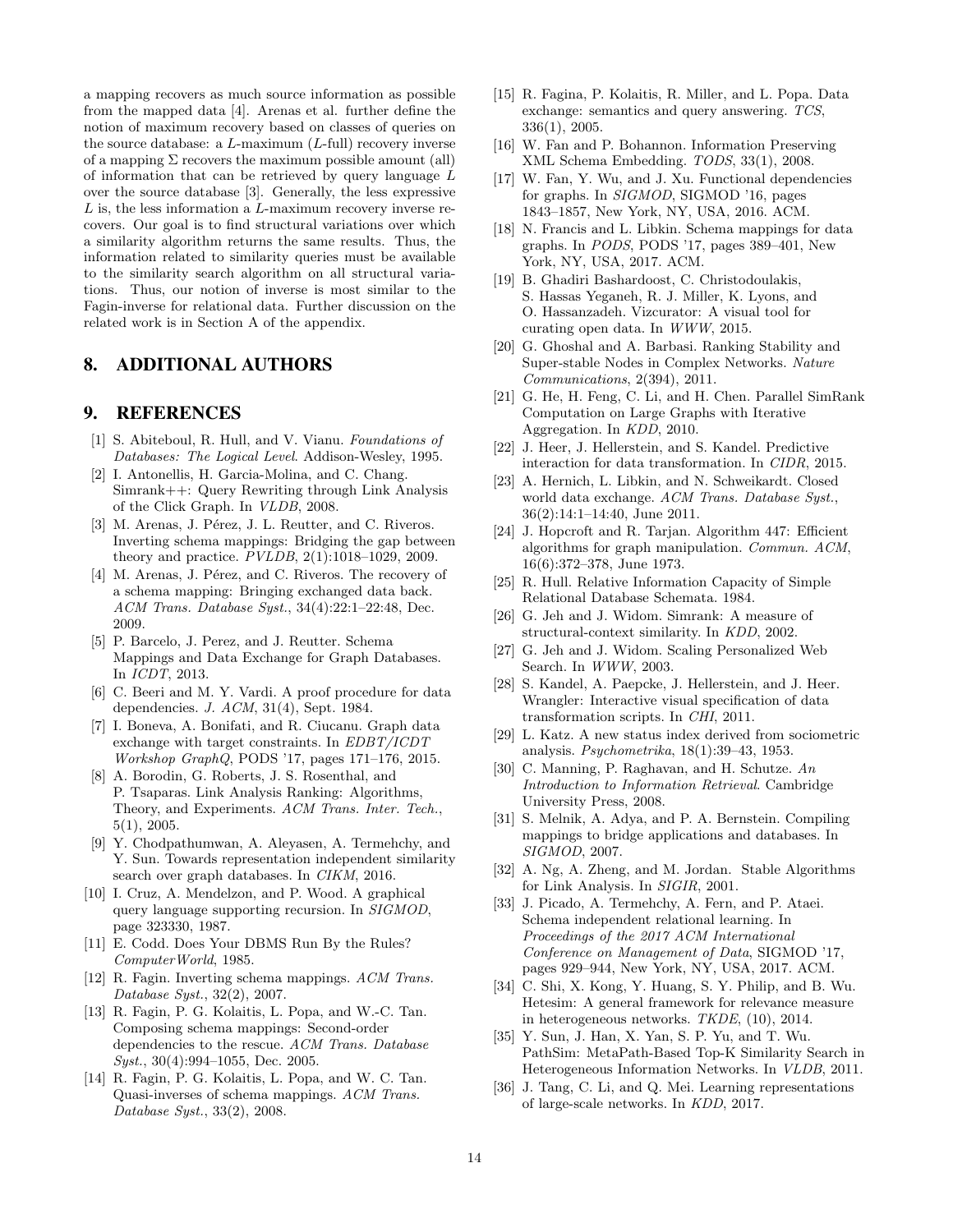a mapping recovers as much source information as possible from the mapped data [4]. Arenas et al. further define the notion of maximum recovery based on classes of queries on the source database: a $L$-maximum ($L$-full) recovery inverse of a mapping $\Sigma$ recovers the maximum possible amount (all) of information that can be retrieved by query language $L$ over the source database [3]. Generally, the less expressive $L$ is, the less information a $L$-maximum recovery inverse recovers. Our goal is to find structural variations over which a similarity algorithm returns the same results. Thus, the information related to similarity queries must be available to the similarity search algorithm on all structural variations. Thus, our notion of inverse is most similar to the Fagin-inverse for relational data. Further discussion on the related work is in Section A of the appendix.

## 8. ADDITIONAL AUTHORS

## 9. REFERENCES

[1] S. Abiteboul, R. Hull, and V. Vianu. *Foundations of Databases: The Logical Level*. Addison-Wesley, 1995.

[2] I. Antonellis, H. Garcia-Molina, and C. Chang. Simrank++: Query Rewriting through Link Analysis of the Click Graph. In *VLDB*, 2008.

[3] M. Arenas, J. Pérez, J. L. Reutter, and C. Riveros. Inverting schema mappings: Bridging the gap between theory and practice. *PVLDB*, 2(1):1018–1029, 2009.

[4] M. Arenas, J. Pérez, and C. Riveros. The recovery of a schema mapping: Bringing exchanged data back. *ACM Trans. Database Syst.*, 34(4):22:1–22:48, Dec. 2009.

[5] P. Barcelo, J. Perez, and J. Reutter. Schema Mappings and Data Exchange for Graph Databases. In *ICDT*, 2013.

[6] C. Beeri and M. Y. Vardi. A proof procedure for data dependencies. *J. ACM*, 31(4), Sept. 1984.

[7] I. Boneva, A. Bonifati, and R. Ciucanu. Graph data exchange with target constraints. In *EDBT/ICDT Workshop GraphQ*, PODS '17, pages 171–176, 2015.

[8] A. Borodin, G. Roberts, J. S. Rosenthal, and P. Tsaparas. Link Analysis Ranking: Algorithms, Theory, and Experiments. *ACM Trans. Inter. Tech.*, 5(1), 2005.

[9] Y. Chodpathumwan, A. Aleyasen, A. Termehchy, and Y. Sun. Towards representation independent similarity search over graph databases. In *CIKM*, 2016.

[10] I. Cruz, A. Mendelzon, and P. Wood. A graphical query language supporting recursion. In *SIGMOD*, page 323330, 1987.

[11] E. Codd. Does Your DBMS Run By the Rules? *ComputerWorld*, 1985.

[12] R. Fagin. Inverting schema mappings. *ACM Trans. Database Syst.*, 32(2), 2007.

[13] R. Fagin, P. G. Kolaitis, L. Popa, and W.-C. Tan. Composing schema mappings: Second-order dependencies to the rescue. *ACM Trans. Database Syst.*, 30(4):994–1055, Dec. 2005.

[14] R. Fagin, P. G. Kolaitis, L. Popa, and W. C. Tan. Quasi-inverses of schema mappings. *ACM Trans. Database Syst.*, 33(2), 2008.

[15] R. Fagina, P. Kolaitis, R. Miller, and L. Popa. Data exchange: semantics and query answering. *TCS*, 336(1), 2005.

[16] W. Fan and P. Bohannon. Information Preserving XML Schema Embedding. *TODS*, 33(1), 2008.

[17] W. Fan, Y. Wu, and J. Xu. Functional dependencies for graphs. In *SIGMOD*, SIGMOD '16, pages 1843–1857, New York, NY, USA, 2016. ACM.

[18] N. Francis and L. Libkin. Schema mappings for data graphs. In *PODS*, PODS '17, pages 389–401, New York, NY, USA, 2017. ACM.

[19] B. Ghadiri Bashardoost, C. Christodoulakis, S. Hassas Yeganeh, R. J. Miller, K. Lyons, and O. Hassanzadeh. Vizcurator: A visual tool for curating open data. In *WWW*, 2015.

[20] G. Ghoshal and A. Barbasi. Ranking Stability and Super-stable Nodes in Complex Networks. *Nature Communications*, 2(394), 2011.

[21] G. He, H. Feng, C. Li, and H. Chen. Parallel SimRank Computation on Large Graphs with Iterative Aggregation. In *KDD*, 2010.

[22] J. Heer, J. Hellerstein, and S. Kandel. Predictive interaction for data transformation. In *CIDR*, 2015.

[23] A. Hernich, L. Libkin, and N. Schweikardt. Closed world data exchange. *ACM Trans. Database Syst.*, 36(2):14:1–14:40, June 2011.

[24] J. Hopcroft and R. Tarjan. Algorithm 447: Efficient algorithms for graph manipulation. *Commun. ACM*, 16(6):372–378, June 1973.

[25] R. Hull. Relative Information Capacity of Simple Relational Database Schemata. 1984.

[26] G. Jeh and J. Widom. Simrank: A measure of structural-context similarity. In *KDD*, 2002.

[27] G. Jeh and J. Widom. Scaling Personalized Web Search. In *WWW*, 2003.

[28] S. Kandel, A. Paepcke, J. Hellerstein, and J. Heer. Wrangler: Interactive visual specification of data transformation scripts. In *CHI*, 2011.

[29] L. Katz. A new status index derived from sociometric analysis. *Psychometrika*, 18(1):39–43, 1953.

[30] C. Manning, P. Raghavan, and H. Schutze. *An Introduction to Information Retrieval*. Cambridge University Press, 2008.

[31] S. Melnik, A. Adya, and P. A. Bernstein. Compiling mappings to bridge applications and databases. In *SIGMOD*, 2007.

[32] A. Ng, A. Zheng, and M. Jordan. Stable Algorithms for Link Analysis. In *SIGIR*, 2001.

[33] J. Picado, A. Termehchy, A. Fern, and P. Ataei. Schema independent relational learning. In *Proceedings of the 2017 ACM International Conference on Management of Data*, SIGMOD '17, pages 929–944, New York, NY, USA, 2017. ACM.

[34] C. Shi, X. Kong, Y. Huang, S. Y. Philip, and B. Wu. Hetesim: A general framework for relevance measure in heterogeneous networks. *TKDE*, (10), 2014.

[35] Y. Sun, J. Han, X. Yan, S. P. Yu, and T. Wu. PathSim: MetaPath-Based Top-K Similarity Search in Heterogeneous Information Networks. In *VLDB*, 2011.

[36] J. Tang, C. Li, and Q. Mei. Learning representations of large-scale networks. In *KDD*, 2017.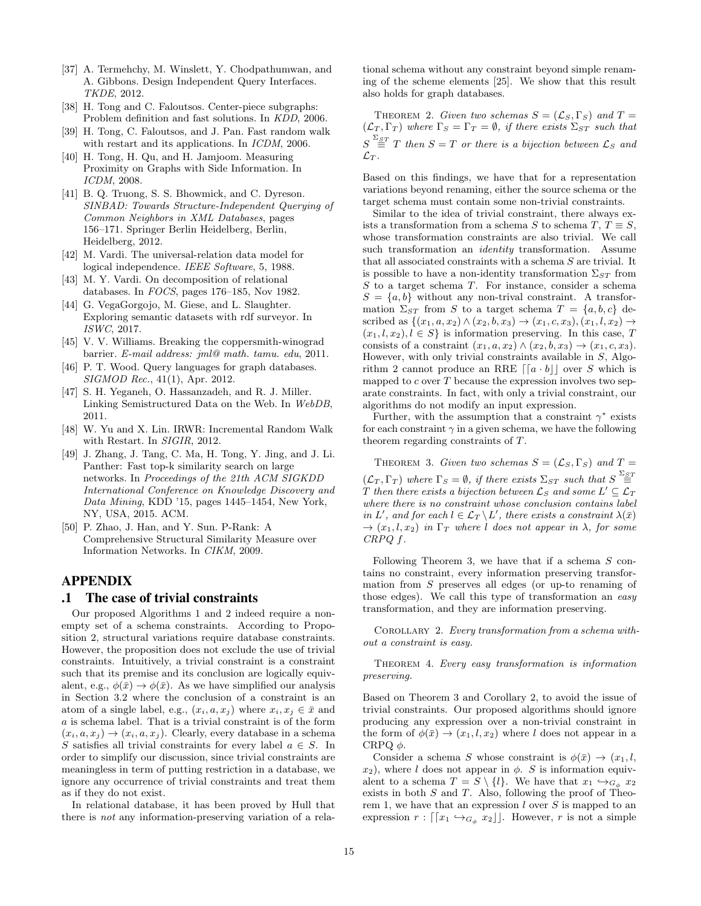[37] A. Termehchy, M. Winslett, Y. Chodpathumwan, and A. Gibbons. Design Independent Query Interfaces. *TKDE*, 2012.

[38] H. Tong and C. Faloutsos. Center-piece subgraphs: Problem definition and fast solutions. In *KDD*, 2006.

[39] H. Tong, C. Faloutsos, and J. Pan. Fast random walk with restart and its applications. In *ICDM*, 2006.

[40] H. Tong, H. Qu, and H. Jamjoom. Measuring Proximity on Graphs with Side Information. In *ICDM*, 2008.

[41] B. Q. Truong, S. S. Bhowmick, and C. Dyreson. *SINBAD: Towards Structure-Independent Querying of Common Neighbors in XML Databases*, pages 156–171. Springer Berlin Heidelberg, Berlin, Heidelberg, 2012.

[42] M. Vardi. The universal-relation data model for logical independence. *IEEE Software*, 5, 1988.

[43] M. Y. Vardi. On decomposition of relational databases. In *FOCS*, pages 176–185, Nov 1982.

[44] G. VegaGorgojo, M. Giese, and L. Slaughter. Exploring semantic datasets with rdf surveyor. In *ISWC*, 2017.

[45] V. V. Williams. Breaking the coppersmith-winograd barrier. *E-mail address: jml@ math. tamu. edu*, 2011.

[46] P. T. Wood. Query languages for graph databases. *SIGMOD Rec.*, 41(1), Apr. 2012.

[47] S. H. Yeganeh, O. Hassanzadeh, and R. J. Miller. Linking Semistructured Data on the Web. In *WebDB*, 2011.

[48] W. Yu and X. Lin. IRWR: Incremental Random Walk with Restart. In *SIGIR*, 2012.

[49] J. Zhang, J. Tang, C. Ma, H. Tong, Y. Jing, and J. Li. Panther: Fast top-k similarity search on large networks. In *Proceedings of the 21th ACM SIGKDD International Conference on Knowledge Discovery and Data Mining*, KDD '15, pages 1445–1454, New York, NY, USA, 2015. ACM.

[50] P. Zhao, J. Han, and Y. Sun. P-Rank: A Comprehensive Structural Similarity Measure over Information Networks. In *CIKM*, 2009.

# APPENDIX

## .1 The case of trivial constraints

Our proposed Algorithms 1 and 2 indeed require a non-empty set of a schema constraints. According to Proposition 2, structural variations require database constraints. However, the proposition does not exclude the use of trivial constraints. Intuitively, a trivial constraint is a constraint such that its premise and its conclusion are logically equivalent, e.g., $\phi(\bar{x}) \rightarrow \phi(\bar{x})$. As we have simplified our analysis in Section 3.2 where the conclusion of a constraint is an atom of a single label, e.g., $(x_i, a, x_j)$ where $x_i, x_j \in \bar{x}$ and $a$ is schema label. That is a trivial constraint is of the form $(x_i, a, x_j) \rightarrow (x_i, a, x_j)$. Clearly, every database in a schema $S$ satisfies all trivial constraints for every label $a \in S$. In order to simplify our discussion, since trivial constraints are meaningless in term of putting restriction in a database, we ignore any occurrence of trivial constraints and treat them as if they do not exist.

In relational database, it has been proved by Hull that there is *not* any information-preserving variation of a relational schema without any constraint beyond simple renaming of the scheme elements [25]. We show that this result also holds for graph databases.

Theorem 2. *Given two schemas $S = (\mathcal{L}_S, \Gamma_S)$ and $T = (\mathcal{L}_T, \Gamma_T)$ where $\Gamma_S = \Gamma_T = \emptyset$, if there exists $\Sigma_{ST}$ such that $S \overset{\Sigma_{ST}}{\equiv} T$ then $S = T$ or there is a bijection between $\mathcal{L}_S$ and $\mathcal{L}_T$.*

Based on this findings, we have that for a representation variations beyond renaming, either the source schema or the target schema must contain some non-trivial constraints.

Similar to the idea of trivial constraint, there always exists a transformation from a schema $S$ to schema $T$, $T \equiv S$, whose transformation constraints are also trivial. We call such transformation an *identity* transformation. Assume that all associated constraints with a schema $S$ are trivial. It is possible to have a non-identity transformation $\Sigma_{ST}$ from $S$ to a target schema $T$. For instance, consider a schema $S = \{a, b\}$ without any non-trival constraint. A transformation $\Sigma_{ST}$ from $S$ to a target schema $T = \{a, b, c\}$ described as $\{(x_1, a, x_2) \wedge (x_2, b, x_3) \rightarrow (x_1, c, x_3), (x_1, l, x_2) \rightarrow (x_1, l, x_2), l \in S\}$ is information preserving. In this case, $T$ consists of a constraint $(x_1, a, x_2) \wedge (x_2, b, x_3) \rightarrow (x_1, c, x_3)$. However, with only trivial constraints available in $S$, Algorithm 2 cannot produce an RRE $\lceil\lceil a \cdot b \rfloor\rfloor$ over $S$ which is mapped to $c$ over $T$ because the expression involves two separate constraints. In fact, with only a trivial constraint, our algorithms do not modify an input expression.

Further, with the assumption that a constraint $\gamma^*$ exists for each constraint $\gamma$ in a given schema, we have the following theorem regarding constraints of $T$.

Theorem 3. *Given two schemas $S = (\mathcal{L}_S, \Gamma_S)$ and $T = (\mathcal{L}_T, \Gamma_T)$ where $\Gamma_S = \emptyset$, if there exists $\Sigma_{ST}$ such that $S \overset{\Sigma_{ST}}{\equiv} T$ then there exists a bijection between $\mathcal{L}_S$ and some $L' \subseteq \mathcal{L}_T$ where there is no constraint whose conclusion contains label in $L'$, and for each $l \in \mathcal{L}_T \setminus L'$, there exists a constraint $\lambda(\bar{x}) \rightarrow (x_1, l, x_2)$ in $\Gamma_T$ where $l$ does not appear in $\lambda$, for some CRPQ $f$.*

Following Theorem 3, we have that if a schema $S$ contains no constraint, every information preserving transformation from $S$ preserves all edges (or up-to renaming of those edges). We call this type of transformation an *easy* transformation, and they are information preserving.

Corollary 2. *Every transformation from a schema without a constraint is easy.*

Theorem 4. *Every easy transformation is information preserving.*

Based on Theorem 3 and Corollary 2, to avoid the issue of trivial constraints. Our proposed algorithms should ignore producing any expression over a non-trivial constraint in the form of $\phi(\bar{x}) \rightarrow (x_1, l, x_2)$ where $l$ does not appear in a CRPQ $\phi$.

Consider a schema $S$ whose constraint is $\phi(\bar{x}) \rightarrow (x_1, l, x_2)$, where $l$ does not appear in $\phi$. $S$ is information equivalent to a schema $T = S \setminus \{l\}$. We have that $x_1 \hookrightarrow_{G_\phi} x_2$ exists in both $S$ and $T$. Also, following the proof of Theorem 1, we have that an expression $l$ over $S$ is mapped to an expression $r : \lceil\lceil x_1 \hookrightarrow_{G_\phi} x_2 \rfloor\rfloor$. However, $r$ is not a simple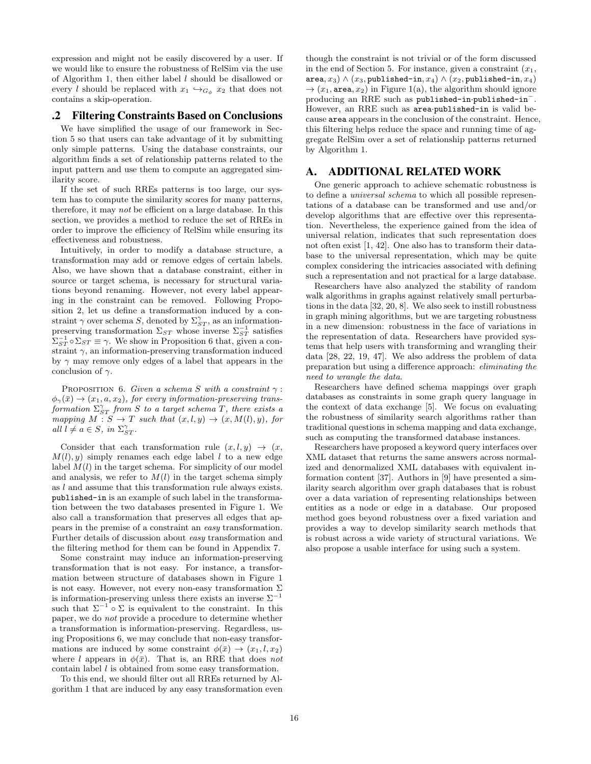expression and might not be easily discovered by a user. If we would like to ensure the robustness of RelSim via the use of Algorithm 1, then either label $l$ should be disallowed or every $l$ should be replaced with $x_1 \hookrightarrow_{G_\phi} x_2$ that does not contain a skip-operation.

## .2 Filtering Constraints Based on Conclusions

We have simplified the usage of our framework in Section 5 so that users can take advantage of it by submitting only simple patterns. Using the database constraints, our algorithm finds a set of relationship patterns related to the input pattern and use them to compute an aggregated similarity score.

If the set of such RREs patterns is too large, our system has to compute the similarity scores for many patterns, therefore, it may *not* be efficient on a large database. In this section, we provides a method to reduce the set of RREs in order to improve the efficiency of RelSim while ensuring its effectiveness and robustness.

Intuitively, in order to modify a database structure, a transformation may add or remove edges of certain labels. Also, we have shown that a database constraint, either in source or target schema, is necessary for structural variations beyond renaming. However, not every label appearing in the constraint can be removed. Following Proposition 2, let us define a transformation induced by a constraint $\gamma$ over schema $S$, denoted by $\Sigma^{\gamma}_{ST}$, as an information-preserving transformation $\Sigma_{ST}$ whose inverse $\Sigma^{-1}_{ST}$ satisfies $\Sigma^{-1}_{ST} \circ \Sigma_{ST} \equiv \gamma$. We show in Proposition 6 that, given a constraint $\gamma$, an information-preserving transformation induced by $\gamma$ may remove only edges of a label that appears in the conclusion of $\gamma$.

PROPOSITION 6. *Given a schema $S$ with a constraint $\gamma : \phi_\gamma(\bar{x}) \rightarrow (x_1, a, x_2)$, for every information-preserving transformation $\Sigma^{\gamma}_{ST}$ from $S$ to a target schema $T$, there exists a mapping $M : S \rightarrow T$ such that $(x, l, y) \rightarrow (x, M(l), y)$, for all $l \neq a \in S$, in $\Sigma^{\gamma}_{ST}$.*

Consider that each transformation rule $(x, l, y) \rightarrow (x, M(l), y)$ simply renames each edge label $l$ to a new edge label $M(l)$ in the target schema. For simplicity of our model and analysis, we refer to $M(l)$ in the target schema simply as $l$ and assume that this transformation rule always exists. published-in is an example of such label in the transformation between the two databases presented in Figure 1. We also call a transformation that preserves all edges that appears in the premise of a constraint an *easy* transformation. Further details of discussion about *easy* transformation and the filtering method for them can be found in Appendix 7.

Some constraint may induce an information-preserving transformation that is not easy. For instance, a transformation between structure of databases shown in Figure 1 is not easy. However, not every non-easy transformation $\Sigma$ is information-preserving unless there exists an inverse $\Sigma^{-1}$ such that $\Sigma^{-1} \circ \Sigma$ is equivalent to the constraint. In this paper, we do *not* provide a procedure to determine whether a transformation is information-preserving. Regardless, using Propositions 6, we may conclude that non-easy transformations are induced by some constraint $\phi(\bar{x}) \rightarrow (x_1, l, x_2)$ where $l$ appears in $\phi(\bar{x})$. That is, an RRE that does *not* contain label $l$ is obtained from some easy transformation.

To this end, we should filter out all RREs returned by Algorithm 1 that are induced by any easy transformation even though the constraint is not trivial or of the form discussed in the end of Section 5. For instance, given a constraint $(x_1, \texttt{area}, x_3) \wedge (x_3, \texttt{published-in}, x_4) \wedge (x_2, \texttt{published-in}, x_4) \rightarrow (x_1, \texttt{area}, x_2)$ in Figure 1(a), the algorithm should ignore producing an RRE such as published-in·published-in$^-$. However, an RRE such as area·published-in is valid because area appears in the conclusion of the constraint. Hence, this filtering helps reduce the space and running time of aggregate RelSim over a set of relationship patterns returned by Algorithm 1.

# A. ADDITIONAL RELATED WORK

One generic approach to achieve schematic robustness is to define a *universal schema* to which all possible representations of a database can be transformed and use and/or develop algorithms that are effective over this representation. Nevertheless, the experience gained from the idea of universal relation, indicates that such representation does not often exist [1, 42]. One also has to transform their database to the universal representation, which may be quite complex considering the intricacies associated with defining such a representation and not practical for a large database.

Researchers have also analyzed the stability of random walk algorithms in graphs against relatively small perturbations in the data [32, 20, 8]. We also seek to instill robustness in graph mining algorithms, but we are targeting robustness in a new dimension: robustness in the face of variations in the representation of data. Researchers have provided systems that help users with transforming and wrangling their data [28, 22, 19, 47]. We also address the problem of data preparation but using a difference approach: *eliminating the need to wrangle the data*.

Researchers have defined schema mappings over graph databases as constraints in some graph query language in the context of data exchange [5]. We focus on evaluating the robustness of similarity search algorithms rather than traditional questions in schema mapping and data exchange, such as computing the transformed database instances.

Researchers have proposed a keyword query interfaces over XML dataset that returns the same answers across normalized and denormalized XML databases with equivalent information content [37]. Authors in [9] have presented a similarity search algorithm over graph databases that is robust over a data variation of representing relationships between entities as a node or edge in a database. Our proposed method goes beyond robustness over a fixed variation and provides a way to develop similarity search methods that is robust across a wide variety of structural variations. We also propose a usable interface for using such a system.